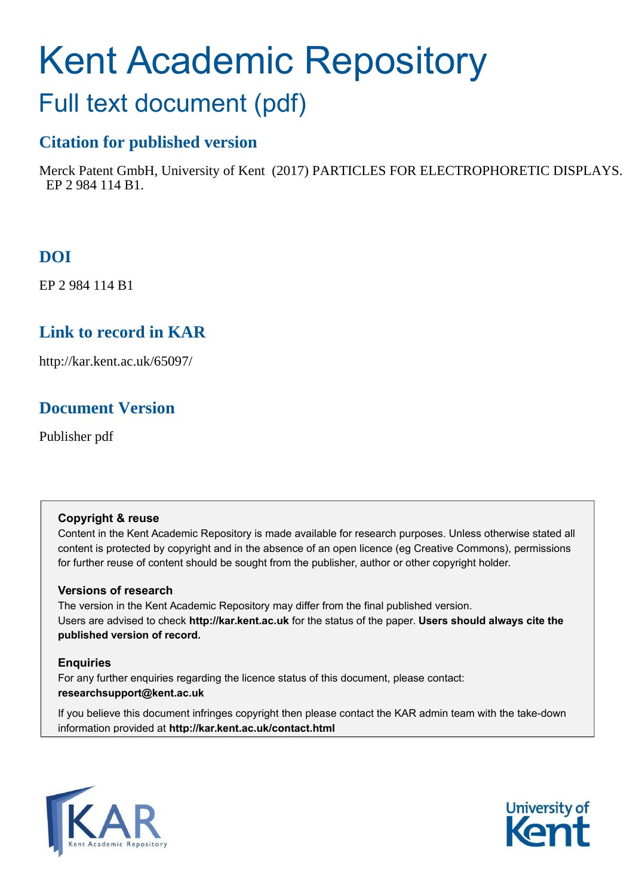# Kent Academic Repository

## Full text document (pdf)

### Citation for published version

Merck Patent GmbH, University of Kent (2017) PARTICLES FOR ELECTROPHORETIC DISPLAYS. EP 2 984 114 B1.

### DOI

EP 2 984 114 B1

### Link to record in KAR

http://kar.kent.ac.uk/65097/

### Document Version

Publisher pdf

**Copyright & reuse**

Content in the Kent Academic Repository is made available for research purposes. Unless otherwise stated all content is protected by copyright and in the absence of an open licence (eg Creative Commons), permissions for further reuse of content should be sought from the publisher, author or other copyright holder.

**Versions of research**

The version in the Kent Academic Repository may differ from the final published version. Users are advised to check **http://kar.kent.ac.uk** for the status of the paper. **Users should always cite the published version of record.**

**Enquiries**

For any further enquiries regarding the licence status of this document, please contact: **researchsupport@kent.ac.uk**

If you believe this document infringes copyright then please contact the KAR admin team with the take-down information provided at **http://kar.kent.ac.uk/contact.html**

KAR Kent Academic Repository

University of Kent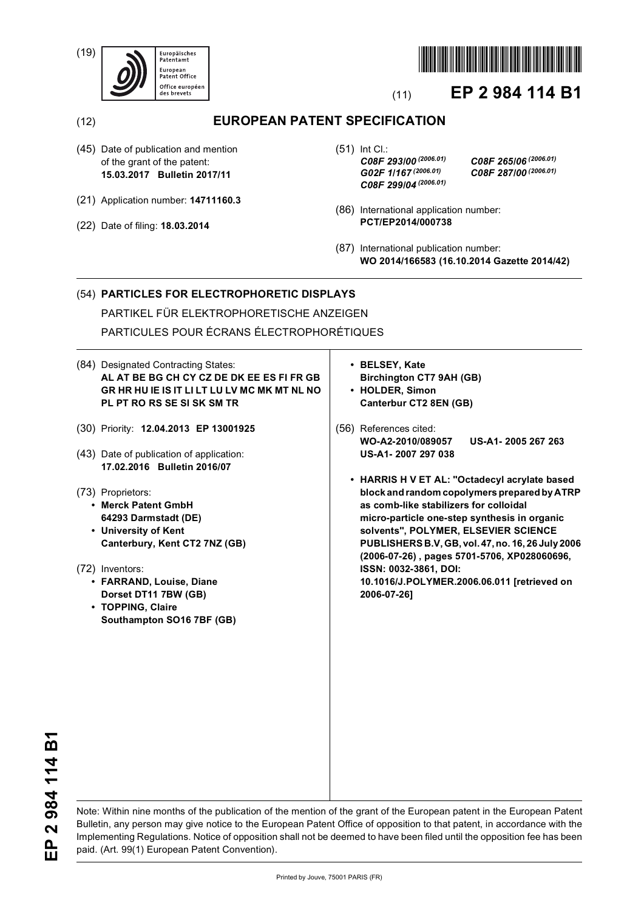(19) Europäisches Patentamt
European Patent Office
Office européen des brevets

(11) **EP 2 984 114 B1**

(12) **EUROPEAN PATENT SPECIFICATION**

(45) Date of publication and mention of the grant of the patent:
**15.03.2017 Bulletin 2017/11**

(21) Application number: **14711160.3**

(22) Date of filing: **18.03.2014**

(51) Int Cl.:
***C08F 293/00*** *(2006.01)* ***C08F 265/06*** *(2006.01)*
***G02F 1/167*** *(2006.01)* ***C08F 287/00*** *(2006.01)*
***C08F 299/04*** *(2006.01)*

(86) International application number:
**PCT/EP2014/000738**

(87) International publication number:
**WO 2014/166583 (16.10.2014 Gazette 2014/42)**

(54) **PARTICLES FOR ELECTROPHORETIC DISPLAYS**

PARTIKEL FÜR ELEKTROPHORETISCHE ANZEIGEN

PARTICULES POUR ÉCRANS ÉLECTROPHORÉTIQUES

(84) Designated Contracting States:
**AL AT BE BG CH CY CZ DE DK EE ES FI FR GB GR HR HU IE IS IT LI LT LU LV MC MK MT NL NO PL PT RO RS SE SI SK SM TR**

(30) Priority: **12.04.2013 EP 13001925**

(43) Date of publication of application:
**17.02.2016 Bulletin 2016/07**

(73) Proprietors:
- **Merck Patent GmbH**
  **64293 Darmstadt (DE)**
- **University of Kent**
  **Canterbury, Kent CT2 7NZ (GB)**

(72) Inventors:
- **FARRAND, Louise, Diane**
  **Dorset DT11 7BW (GB)**
- **TOPPING, Claire**
  **Southampton SO16 7BF (GB)**
- **BELSEY, Kate**
  **Birchington CT7 9AH (GB)**
- **HOLDER, Simon**
  **Canterbur CT2 8EN (GB)**

(56) References cited:
**WO-A2-2010/089057** **US-A1- 2005 267 263**
**US-A1- 2007 297 038**

- **HARRIS H V ET AL: "Octadecyl acrylate based block and random copolymers prepared by ATRP as comb-like stabilizers for colloidal micro-particle one-step synthesis in organic solvents", POLYMER, ELSEVIER SCIENCE PUBLISHERS B.V, GB, vol. 47, no. 16, 26 July 2006 (2006-07-26) , pages 5701-5706, XP028060696, ISSN: 0032-3861, DOI: 10.1016/J.POLYMER.2006.06.011 [retrieved on 2006-07-26]**

Note: Within nine months of the publication of the mention of the grant of the European patent in the European Patent Bulletin, any person may give notice to the European Patent Office of opposition to that patent, in accordance with the Implementing Regulations. Notice of opposition shall not be deemed to have been filed until the opposition fee has been paid. (Art. 99(1) European Patent Convention).

Printed by Jouve, 75001 PARIS (FR)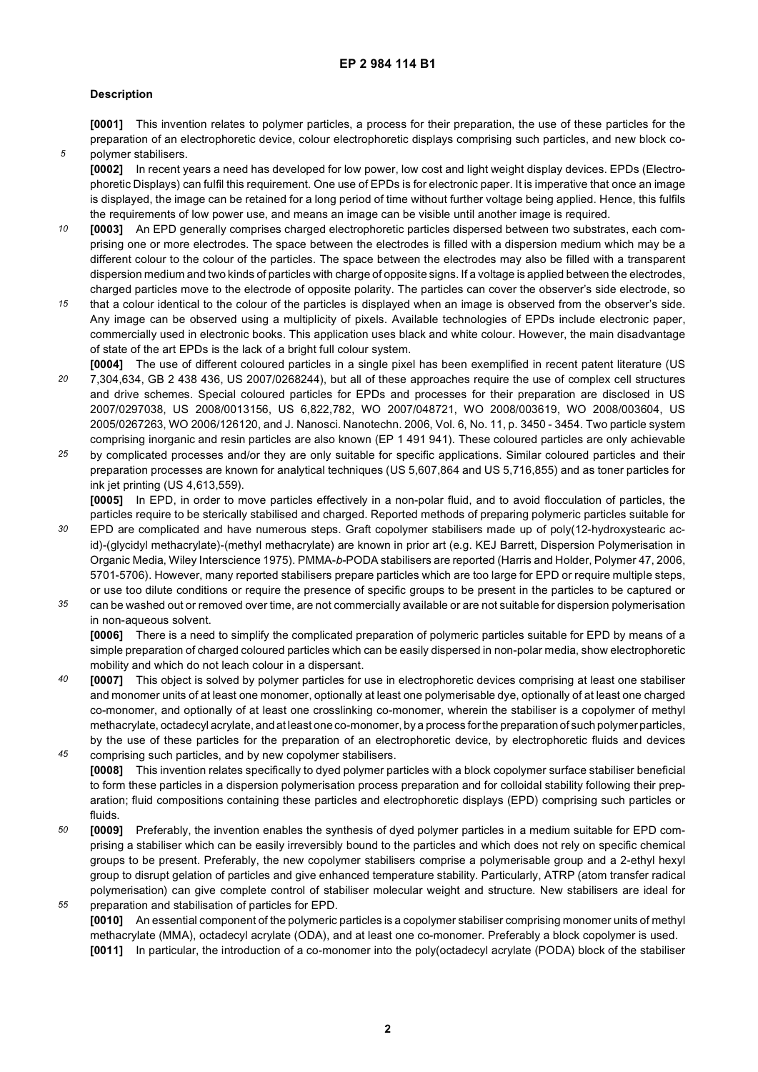## Description

**[0001]** This invention relates to polymer particles, a process for their preparation, the use of these particles for the preparation of an electrophoretic device, colour electrophoretic displays comprising such particles, and new block copolymer stabilisers.

**[0002]** In recent years a need has developed for low power, low cost and light weight display devices. EPDs (Electrophoretic Displays) can fulfil this requirement. One use of EPDs is for electronic paper. It is imperative that once an image is displayed, the image can be retained for a long period of time without further voltage being applied. Hence, this fulfils the requirements of low power use, and means an image can be visible until another image is required.

**[0003]** An EPD generally comprises charged electrophoretic particles dispersed between two substrates, each comprising one or more electrodes. The space between the electrodes is filled with a dispersion medium which may be a different colour to the colour of the particles. The space between the electrodes may also be filled with a transparent dispersion medium and two kinds of particles with charge of opposite signs. If a voltage is applied between the electrodes, charged particles move to the electrode of opposite polarity. The particles can cover the observer's side electrode, so that a colour identical to the colour of the particles is displayed when an image is observed from the observer's side. Any image can be observed using a multiplicity of pixels. Available technologies of EPDs include electronic paper, commercially used in electronic books. This application uses black and white colour. However, the main disadvantage of state of the art EPDs is the lack of a bright full colour system.

**[0004]** The use of different coloured particles in a single pixel has been exemplified in recent patent literature (US 7,304,634, GB 2 438 436, US 2007/0268244), but all of these approaches require the use of complex cell structures and drive schemes. Special coloured particles for EPDs and processes for their preparation are disclosed in US 2007/0297038, US 2008/0013156, US 6,822,782, WO 2007/048721, WO 2008/003619, WO 2008/003604, US 2005/0267263, WO 2006/126120, and J. Nanosci. Nanotechn. 2006, Vol. 6, No. 11, p. 3450 - 3454. Two particle system comprising inorganic and resin particles are also known (EP 1 491 941). These coloured particles are only achievable by complicated processes and/or they are only suitable for specific applications. Similar coloured particles and their preparation processes are known for analytical techniques (US 5,607,864 and US 5,716,855) and as toner particles for ink jet printing (US 4,613,559).

**[0005]** In EPD, in order to move particles effectively in a non-polar fluid, and to avoid flocculation of particles, the particles require to be sterically stabilised and charged. Reported methods of preparing polymeric particles suitable for EPD are complicated and have numerous steps. Graft copolymer stabilisers made up of poly(12-hydroxystearic acid)-(glycidyl methacrylate)-(methyl methacrylate) are known in prior art (e.g. KEJ Barrett, Dispersion Polymerisation in Organic Media, Wiley Interscience 1975). PMMA-*b*-PODA stabilisers are reported (Harris and Holder, Polymer 47, 2006, 5701-5706). However, many reported stabilisers prepare particles which are too large for EPD or require multiple steps, or use too dilute conditions or require the presence of specific groups to be present in the particles to be captured or can be washed out or removed over time, are not commercially available or are not suitable for dispersion polymerisation in non-aqueous solvent.

**[0006]** There is a need to simplify the complicated preparation of polymeric particles suitable for EPD by means of a simple preparation of charged coloured particles which can be easily dispersed in non-polar media, show electrophoretic mobility and which do not leach colour in a dispersant.

**[0007]** This object is solved by polymer particles for use in electrophoretic devices comprising at least one stabiliser and monomer units of at least one monomer, optionally at least one polymerisable dye, optionally of at least one charged co-monomer, and optionally of at least one crosslinking co-monomer, wherein the stabiliser is a copolymer of methyl methacrylate, octadecyl acrylate, and at least one co-monomer, by a process for the preparation of such polymer particles, by the use of these particles for the preparation of an electrophoretic device, by electrophoretic fluids and devices comprising such particles, and by new copolymer stabilisers.

**[0008]** This invention relates specifically to dyed polymer particles with a block copolymer surface stabiliser beneficial to form these particles in a dispersion polymerisation process preparation and for colloidal stability following their preparation; fluid compositions containing these particles and electrophoretic displays (EPD) comprising such particles or fluids.

**[0009]** Preferably, the invention enables the synthesis of dyed polymer particles in a medium suitable for EPD comprising a stabiliser which can be easily irreversibly bound to the particles and which does not rely on specific chemical groups to be present. Preferably, the new copolymer stabilisers comprise a polymerisable group and a 2-ethyl hexyl group to disrupt gelation of particles and give enhanced temperature stability. Particularly, ATRP (atom transfer radical polymerisation) can give complete control of stabiliser molecular weight and structure. New stabilisers are ideal for preparation and stabilisation of particles for EPD.

**[0010]** An essential component of the polymeric particles is a copolymer stabiliser comprising monomer units of methyl methacrylate (MMA), octadecyl acrylate (ODA), and at least one co-monomer. Preferably a block copolymer is used.

**[0011]** In particular, the introduction of a co-monomer into the poly(octadecyl acrylate (PODA) block of the stabiliser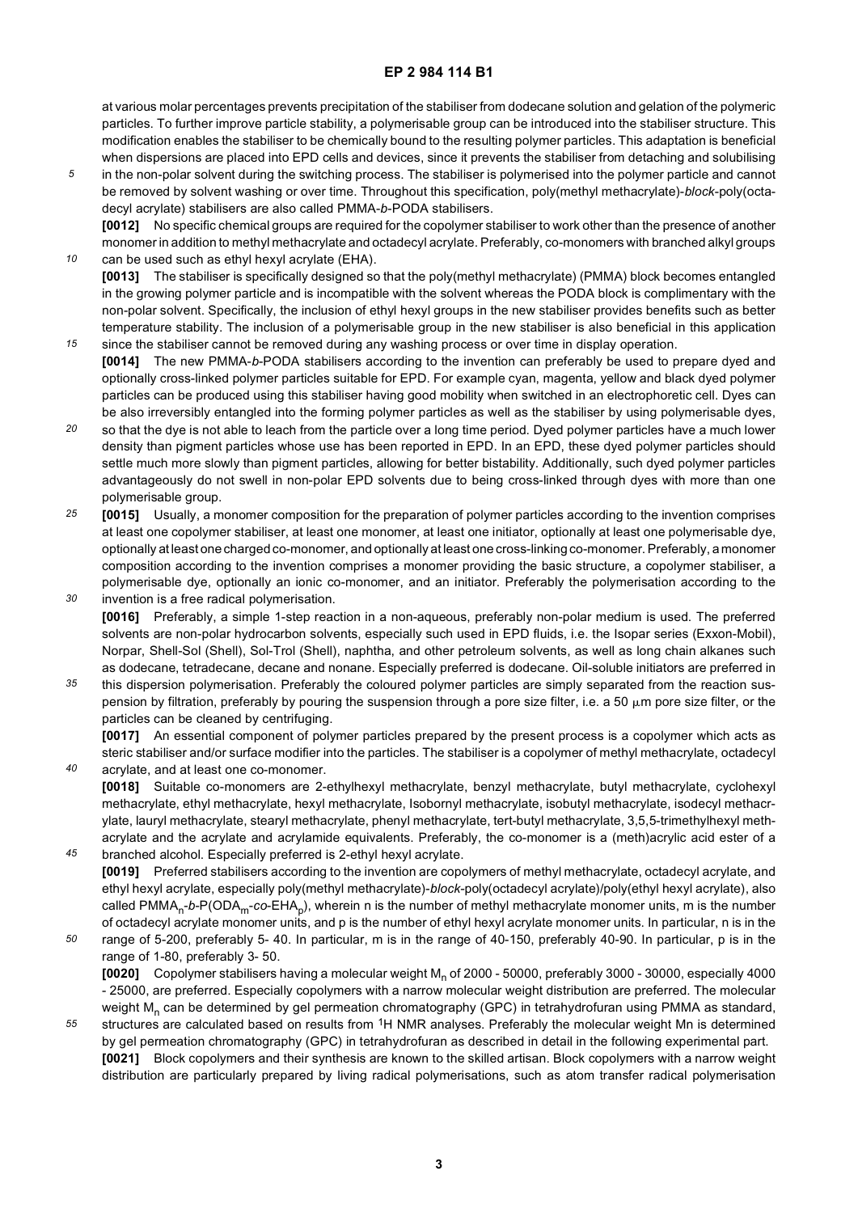at various molar percentages prevents precipitation of the stabiliser from dodecane solution and gelation of the polymeric particles. To further improve particle stability, a polymerisable group can be introduced into the stabiliser structure. This modification enables the stabiliser to be chemically bound to the resulting polymer particles. This adaptation is beneficial when dispersions are placed into EPD cells and devices, since it prevents the stabiliser from detaching and solubilising in the non-polar solvent during the switching process. The stabiliser is polymerised into the polymer particle and cannot be removed by solvent washing or over time. Throughout this specification, poly(methyl methacrylate)-*block*-poly(octadecyl acrylate) stabilisers are also called PMMA-*b*-PODA stabilisers.

**[0012]** No specific chemical groups are required for the copolymer stabiliser to work other than the presence of another monomer in addition to methyl methacrylate and octadecyl acrylate. Preferably, co-monomers with branched alkyl groups can be used such as ethyl hexyl acrylate (EHA).

**[0013]** The stabiliser is specifically designed so that the poly(methyl methacrylate) (PMMA) block becomes entangled in the growing polymer particle and is incompatible with the solvent whereas the PODA block is complimentary with the non-polar solvent. Specifically, the inclusion of ethyl hexyl groups in the new stabiliser provides benefits such as better temperature stability. The inclusion of a polymerisable group in the new stabiliser is also beneficial in this application since the stabiliser cannot be removed during any washing process or over time in display operation.

**[0014]** The new PMMA-*b*-PODA stabilisers according to the invention can preferably be used to prepare dyed and optionally cross-linked polymer particles suitable for EPD. For example cyan, magenta, yellow and black dyed polymer particles can be produced using this stabiliser having good mobility when switched in an electrophoretic cell. Dyes can be also irreversibly entangled into the forming polymer particles as well as the stabiliser by using polymerisable dyes, so that the dye is not able to leach from the particle over a long time period. Dyed polymer particles have a much lower density than pigment particles whose use has been reported in EPD. In an EPD, these dyed polymer particles should settle much more slowly than pigment particles, allowing for better bistability. Additionally, such dyed polymer particles advantageously do not swell in non-polar EPD solvents due to being cross-linked through dyes with more than one polymerisable group.

**[0015]** Usually, a monomer composition for the preparation of polymer particles according to the invention comprises at least one copolymer stabiliser, at least one monomer, at least one initiator, optionally at least one polymerisable dye, optionally at least one charged co-monomer, and optionally at least one cross-linking co-monomer. Preferably, a monomer composition according to the invention comprises a monomer providing the basic structure, a copolymer stabiliser, a polymerisable dye, optionally an ionic co-monomer, and an initiator. Preferably the polymerisation according to the invention is a free radical polymerisation.

**[0016]** Preferably, a simple 1-step reaction in a non-aqueous, preferably non-polar medium is used. The preferred solvents are non-polar hydrocarbon solvents, especially such used in EPD fluids, i.e. the Isopar series (Exxon-Mobil), Norpar, Shell-Sol (Shell), Sol-Trol (Shell), naphtha, and other petroleum solvents, as well as long chain alkanes such as dodecane, tetradecane, decane and nonane. Especially preferred is dodecane. Oil-soluble initiators are preferred in this dispersion polymerisation. Preferably the coloured polymer particles are simply separated from the reaction suspension by filtration, preferably by pouring the suspension through a pore size filter, i.e. a 50 μm pore size filter, or the particles can be cleaned by centrifuging.

**[0017]** An essential component of polymer particles prepared by the present process is a copolymer which acts as steric stabiliser and/or surface modifier into the particles. The stabiliser is a copolymer of methyl methacrylate, octadecyl acrylate, and at least one co-monomer.

**[0018]** Suitable co-monomers are 2-ethylhexyl methacrylate, benzyl methacrylate, butyl methacrylate, cyclohexyl methacrylate, ethyl methacrylate, hexyl methacrylate, Isobornyl methacrylate, isobutyl methacrylate, isodecyl methacrylate, lauryl methacrylate, stearyl methacrylate, phenyl methacrylate, tert-butyl methacrylate, 3,5,5-trimethylhexyl methacrylate and the acrylate and acrylamide equivalents. Preferably, the co-monomer is a (meth)acrylic acid ester of a branched alcohol. Especially preferred is 2-ethyl hexyl acrylate.

**[0019]** Preferred stabilisers according to the invention are copolymers of methyl methacrylate, octadecyl acrylate, and ethyl hexyl acrylate, especially poly(methyl methacrylate)-*block*-poly(octadecyl acrylate)/poly(ethyl hexyl acrylate), also called $PMMA_n$-*b*-$P(ODA_m$-*co*-$EHA_p)$, wherein n is the number of methyl methacrylate monomer units, m is the number of octadecyl acrylate monomer units, and p is the number of ethyl hexyl acrylate monomer units. In particular, n is in the range of 5-200, preferably 5- 40. In particular, m is in the range of 40-150, preferably 40-90. In particular, p is in the range of 1-80, preferably 3- 50.

**[0020]** Copolymer stabilisers having a molecular weight $M_n$ of 2000 - 50000, preferably 3000 - 30000, especially 4000 - 25000, are preferred. Especially copolymers with a narrow molecular weight distribution are preferred. The molecular weight $M_n$ can be determined by gel permeation chromatography (GPC) in tetrahydrofuran using PMMA as standard, structures are calculated based on results from $^1H$ NMR analyses. Preferably the molecular weight Mn is determined by gel permeation chromatography (GPC) in tetrahydrofuran as described in detail in the following experimental part.

**[0021]** Block copolymers and their synthesis are known to the skilled artisan. Block copolymers with a narrow weight distribution are particularly prepared by living radical polymerisations, such as atom transfer radical polymerisation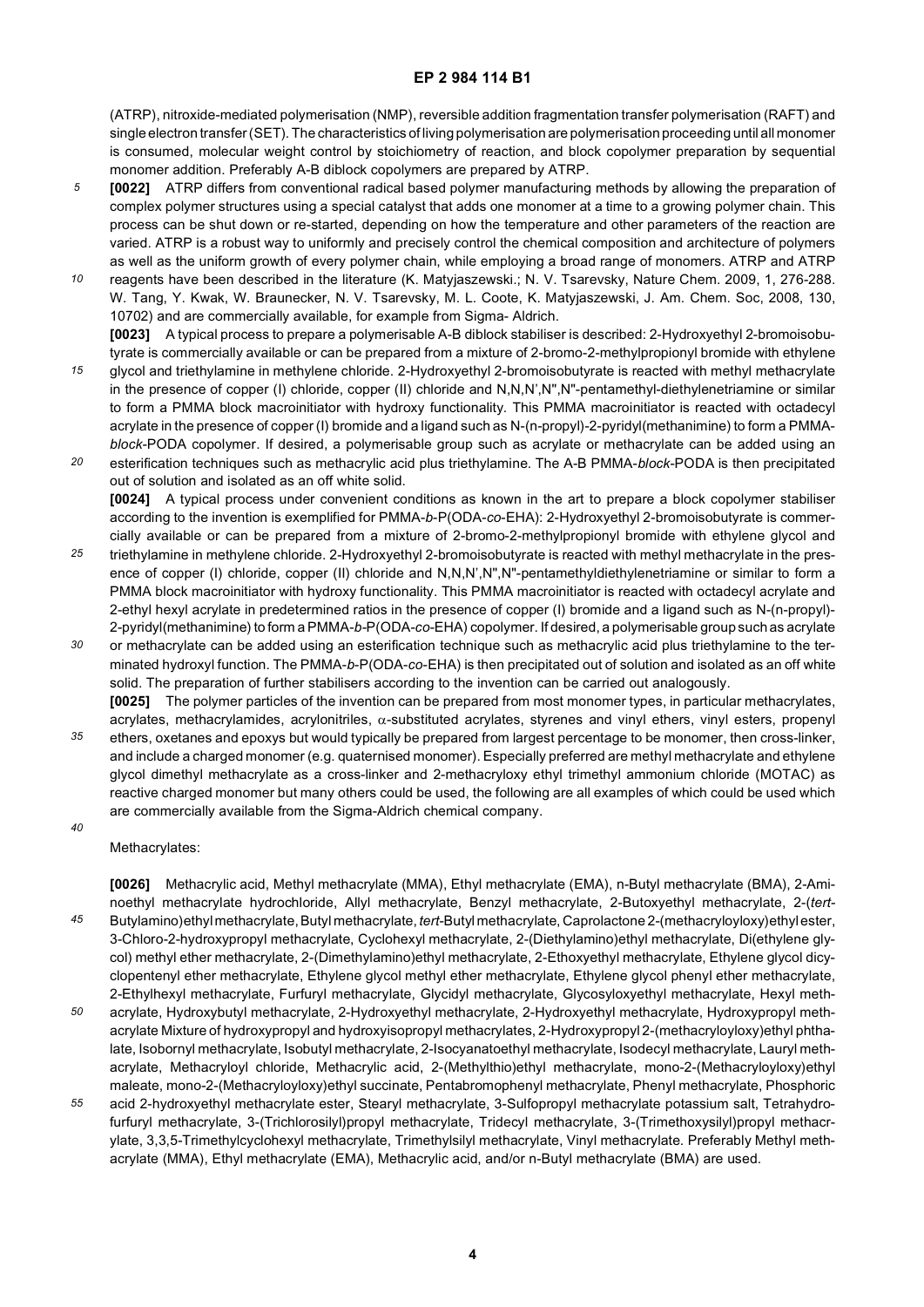(ATRP), nitroxide-mediated polymerisation (NMP), reversible addition fragmentation transfer polymerisation (RAFT) and single electron transfer (SET). The characteristics of living polymerisation are polymerisation proceeding until all monomer is consumed, molecular weight control by stoichiometry of reaction, and block copolymer preparation by sequential monomer addition. Preferably A-B diblock copolymers are prepared by ATRP.

**[0022]** ATRP differs from conventional radical based polymer manufacturing methods by allowing the preparation of complex polymer structures using a special catalyst that adds one monomer at a time to a growing polymer chain. This process can be shut down or re-started, depending on how the temperature and other parameters of the reaction are varied. ATRP is a robust way to uniformly and precisely control the chemical composition and architecture of polymers as well as the uniform growth of every polymer chain, while employing a broad range of monomers. ATRP and ATRP reagents have been described in the literature (K. Matyjaszewski.; N. V. Tsarevsky, Nature Chem. 2009, 1, 276-288. W. Tang, Y. Kwak, W. Braunecker, N. V. Tsarevsky, M. L. Coote, K. Matyjaszewski, J. Am. Chem. Soc, 2008, 130, 10702) and are commercially available, for example from Sigma- Aldrich.

**[0023]** A typical process to prepare a polymerisable A-B diblock stabiliser is described: 2-Hydroxyethyl 2-bromoisobutyrate is commercially available or can be prepared from a mixture of 2-bromo-2-methylpropionyl bromide with ethylene glycol and triethylamine in methylene chloride. 2-Hydroxyethyl 2-bromoisobutyrate is reacted with methyl methacrylate in the presence of copper (I) chloride, copper (II) chloride and N,N,N',N",N"-pentamethyl-diethylenetriamine or similar to form a PMMA block macroinitiator with hydroxy functionality. This PMMA macroinitiator is reacted with octadecyl acrylate in the presence of copper (I) bromide and a ligand such as N-(n-propyl)-2-pyridyl(methanimine) to form a PMMA-*block*-PODA copolymer. If desired, a polymerisable group such as acrylate or methacrylate can be added using an esterification techniques such as methacrylic acid plus triethylamine. The A-B PMMA-*block*-PODA is then precipitated out of solution and isolated as an off white solid.

**[0024]** A typical process under convenient conditions as known in the art to prepare a block copolymer stabiliser according to the invention is exemplified for PMMA-*b*-P(ODA-*co*-EHA): 2-Hydroxyethyl 2-bromoisobutyrate is commercially available or can be prepared from a mixture of 2-bromo-2-methylpropionyl bromide with ethylene glycol and triethylamine in methylene chloride. 2-Hydroxyethyl 2-bromoisobutyrate is reacted with methyl methacrylate in the presence of copper (I) chloride, copper (II) chloride and N,N,N',N",N"-pentamethyldiethylenetriamine or similar to form a PMMA block macroinitiator with hydroxy functionality. This PMMA macroinitiator is reacted with octadecyl acrylate and 2-ethyl hexyl acrylate in predetermined ratios in the presence of copper (I) bromide and a ligand such as N-(n-propyl)-2-pyridyl(methanimine) to form a PMMA-*b*-P(ODA-*co*-EHA) copolymer. If desired, a polymerisable group such as acrylate or methacrylate can be added using an esterification technique such as methacrylic acid plus triethylamine to the terminated hydroxyl function. The PMMA-*b*-P(ODA-*co*-EHA) is then precipitated out of solution and isolated as an off white solid. The preparation of further stabilisers according to the invention can be carried out analogously.

**[0025]** The polymer particles of the invention can be prepared from most monomer types, in particular methacrylates, acrylates, methacrylamides, acrylonitriles, $\alpha$-substituted acrylates, styrenes and vinyl ethers, vinyl esters, propenyl ethers, oxetanes and epoxys but would typically be prepared from largest percentage to be monomer, then cross-linker, and include a charged monomer (e.g. quaternised monomer). Especially preferred are methyl methacrylate and ethylene glycol dimethyl methacrylate as a cross-linker and 2-methacryloxy ethyl trimethyl ammonium chloride (MOTAC) as reactive charged monomer but many others could be used, the following are all examples of which could be used which are commercially available from the Sigma-Aldrich chemical company.

Methacrylates:

**[0026]** Methacrylic acid, Methyl methacrylate (MMA), Ethyl methacrylate (EMA), n-Butyl methacrylate (BMA), 2-Aminoethyl methacrylate hydrochloride, Allyl methacrylate, Benzyl methacrylate, 2-Butoxyethyl methacrylate, 2-(*tert*-Butylamino)ethyl methacrylate, Butyl methacrylate, *tert*-Butyl methacrylate, Caprolactone 2-(methacryloyloxy)ethyl ester, 3-Chloro-2-hydroxypropyl methacrylate, Cyclohexyl methacrylate, 2-(Diethylamino)ethyl methacrylate, Di(ethylene glycol) methyl ether methacrylate, 2-(Dimethylamino)ethyl methacrylate, 2-Ethoxyethyl methacrylate, Ethylene glycol dicyclopentenyl ether methacrylate, Ethylene glycol methyl ether methacrylate, Ethylene glycol phenyl ether methacrylate, 2-Ethylhexyl methacrylate, Furfuryl methacrylate, Glycidyl methacrylate, Glycosyloxyethyl methacrylate, Hexyl methacrylate, Hydroxybutyl methacrylate, 2-Hydroxyethyl methacrylate, 2-Hydroxyethyl methacrylate, Hydroxypropyl methacrylate Mixture of hydroxypropyl and hydroxyisopropyl methacrylates, 2-Hydroxypropyl 2-(methacryloyloxy)ethyl phthalate, Isobornyl methacrylate, Isobutyl methacrylate, 2-Isocyanatoethyl methacrylate, Isodecyl methacrylate, Lauryl methacrylate, Methacryloyl chloride, Methacrylic acid, 2-(Methylthio)ethyl methacrylate, mono-2-(Methacryloyloxy)ethyl maleate, mono-2-(Methacryloyloxy)ethyl succinate, Pentabromophenyl methacrylate, Phenyl methacrylate, Phosphoric acid 2-hydroxyethyl methacrylate ester, Stearyl methacrylate, 3-Sulfopropyl methacrylate potassium salt, Tetrahydrofurfuryl methacrylate, 3-(Trichlorosilyl)propyl methacrylate, Tridecyl methacrylate, 3-(Trimethoxysilyl)propyl methacrylate, 3,3,5-Trimethylcyclohexyl methacrylate, Trimethylsilyl methacrylate, Vinyl methacrylate. Preferably Methyl methacrylate (MMA), Ethyl methacrylate (EMA), Methacrylic acid, and/or n-Butyl methacrylate (BMA) are used.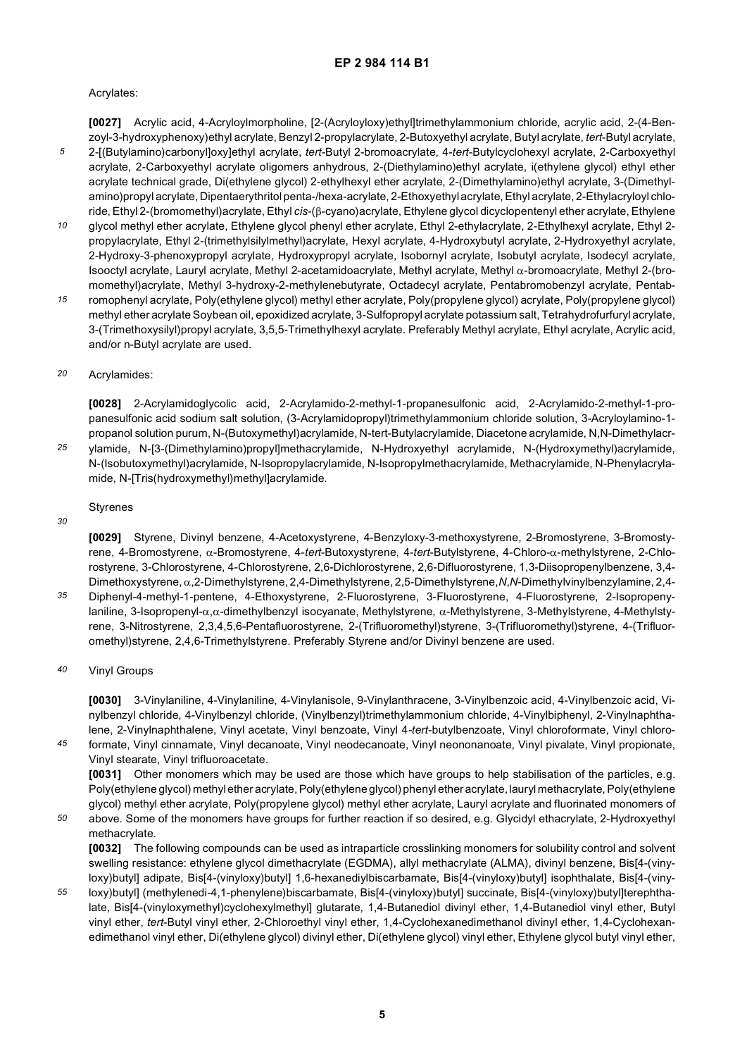Acrylates:

**[0027]** Acrylic acid, 4-Acryloylmorpholine, [2-(Acryloyloxy)ethyl]trimethylammonium chloride, acrylic acid, 2-(4-Benzoyl-3-hydroxyphenoxy)ethyl acrylate, Benzyl 2-propylacrylate, 2-Butoxyethyl acrylate, Butyl acrylate, *tert*-Butyl acrylate, 2-[(Butylamino)carbonyl]oxy]ethyl acrylate, *tert*-Butyl 2-bromoacrylate, 4-*tert*-Butylcyclohexyl acrylate, 2-Carboxyethyl acrylate, 2-Carboxyethyl acrylate oligomers anhydrous, 2-(Diethylamino)ethyl acrylate, i(ethylene glycol) ethyl ether acrylate technical grade, Di(ethylene glycol) 2-ethylhexyl ether acrylate, 2-(Dimethylamino)ethyl acrylate, 3-(Dimethylamino)propyl acrylate, Dipentaerythritol penta-/hexa-acrylate, 2-Ethoxyethyl acrylate, Ethyl acrylate, 2-Ethylacryloyl chloride, Ethyl 2-(bromomethyl)acrylate, Ethyl *cis*-($\beta$-cyano)acrylate, Ethylene glycol dicyclopentenyl ether acrylate, Ethylene glycol methyl ether acrylate, Ethylene glycol phenyl ether acrylate, Ethyl 2-ethylacrylate, 2-Ethylhexyl acrylate, Ethyl 2-propylacrylate, Ethyl 2-(trimethylsilylmethyl)acrylate, Hexyl acrylate, 4-Hydroxybutyl acrylate, 2-Hydroxyethyl acrylate, 2-Hydroxy-3-phenoxypropyl acrylate, Hydroxypropyl acrylate, Isobornyl acrylate, Isobutyl acrylate, Isodecyl acrylate, Isooctyl acrylate, Lauryl acrylate, Methyl 2-acetamidoacrylate, Methyl acrylate, Methyl $\alpha$-bromoacrylate, Methyl 2-(bromomethyl)acrylate, Methyl 3-hydroxy-2-methylenebutyrate, Octadecyl acrylate, Pentabromobenzyl acrylate, Pentabromophenyl acrylate, Poly(ethylene glycol) methyl ether acrylate, Poly(propylene glycol) acrylate, Poly(propylene glycol) methyl ether acrylate Soybean oil, epoxidized acrylate, 3-Sulfopropyl acrylate potassium salt, Tetrahydrofurfuryl acrylate, 3-(Trimethoxysilyl)propyl acrylate, 3,5,5-Trimethylhexyl acrylate. Preferably Methyl acrylate, Ethyl acrylate, Acrylic acid, and/or n-Butyl acrylate are used.

Acrylamides:

**[0028]** 2-Acrylamidoglycolic acid, 2-Acrylamido-2-methyl-1-propanesulfonic acid, 2-Acrylamido-2-methyl-1-propanesulfonic acid sodium salt solution, (3-Acrylamidopropyl)trimethylammonium chloride solution, 3-Acryloylamino-1-propanol solution purum, N-(Butoxymethyl)acrylamide, N-tert-Butylacrylamide, Diacetone acrylamide, N,N-Dimethylacrylamide, N-[3-(Dimethylamino)propyl]methacrylamide, N-Hydroxyethyl acrylamide, N-(Hydroxymethyl)acrylamide, N-(Isobutoxymethyl)acrylamide, N-Isopropylacrylamide, N-Isopropylmethacrylamide, Methacrylamide, N-Phenylacrylamide, N-[Tris(hydroxymethyl)methyl]acrylamide.

Styrenes

**[0029]** Styrene, Divinyl benzene, 4-Acetoxystyrene, 4-Benzyloxy-3-methoxystyrene, 2-Bromostyrene, 3-Bromostyrene, 4-Bromostyrene, $\alpha$-Bromostyrene, 4-*tert*-Butoxystyrene, 4-*tert*-Butylstyrene, 4-Chloro-$\alpha$-methylstyrene, 2-Chlorostyrene, 3-Chlorostyrene, 4-Chlorostyrene, 2,6-Dichlorostyrene, 2,6-Difluorostyrene, 1,3-Diisopropenylbenzene, 3,4-Dimethoxystyrene, $\alpha$,2-Dimethylstyrene, 2,4-Dimethylstyrene, 2,5-Dimethylstyrene, *N*,*N*-Dimethylvinylbenzylamine, 2,4-Diphenyl-4-methyl-1-pentene, 4-Ethoxystyrene, 2-Fluorostyrene, 3-Fluorostyrene, 4-Fluorostyrene, 2-Isopropenylaniline, 3-Isopropenyl-$\alpha$,$\alpha$-dimethylbenzyl isocyanate, Methylstyrene, $\alpha$-Methylstyrene, 3-Methylstyrene, 4-Methylstyrene, 3-Nitrostyrene, 2,3,4,5,6-Pentafluorostyrene, 2-(Trifluoromethyl)styrene, 3-(Trifluoromethyl)styrene, 4-(Trifluoromethyl)styrene, 2,4,6-Trimethylstyrene. Preferably Styrene and/or Divinyl benzene are used.

Vinyl Groups

**[0030]** 3-Vinylaniline, 4-Vinylaniline, 4-Vinylanisole, 9-Vinylanthracene, 3-Vinylbenzoic acid, 4-Vinylbenzoic acid, Vinylbenzyl chloride, 4-Vinylbenzyl chloride, (Vinylbenzyl)trimethylammonium chloride, 4-Vinylbiphenyl, 2-Vinylnaphthalene, 2-Vinylnaphthalene, Vinyl acetate, Vinyl benzoate, Vinyl 4-*tert*-butylbenzoate, Vinyl chloroformate, Vinyl chloroformate, Vinyl cinnamate, Vinyl decanoate, Vinyl neodecanoate, Vinyl neononanoate, Vinyl pivalate, Vinyl propionate, Vinyl stearate, Vinyl trifluoroacetate.

**[0031]** Other monomers which may be used are those which have groups to help stabilisation of the particles, e.g. Poly(ethylene glycol) methyl ether acrylate, Poly(ethylene glycol) phenyl ether acrylate, lauryl methacrylate, Poly(ethylene glycol) methyl ether acrylate, Poly(propylene glycol) methyl ether acrylate, Lauryl acrylate and fluorinated monomers of above. Some of the monomers have groups for further reaction if so desired, e.g. Glycidyl ethacrylate, 2-Hydroxyethyl methacrylate.

**[0032]** The following compounds can be used as intraparticle crosslinking monomers for solubility control and solvent swelling resistance: ethylene glycol dimethacrylate (EGDMA), allyl methacrylate (ALMA), divinyl benzene, Bis[4-(vinyloxy)butyl] adipate, Bis[4-(vinyloxy)butyl] 1,6-hexanediylbiscarbamate, Bis[4-(vinyloxy)butyl] isophthalate, Bis[4-(vinyloxy)butyl] (methylenedi-4,1-phenylene)biscarbamate, Bis[4-(vinyloxy)butyl] succinate, Bis[4-(vinyloxy)butyl]terephthalate, Bis[4-(vinyloxymethyl)cyclohexylmethyl] glutarate, 1,4-Butanediol divinyl ether, 1,4-Butanediol vinyl ether, Butyl vinyl ether, *tert*-Butyl vinyl ether, 2-Chloroethyl vinyl ether, 1,4-Cyclohexanedimethanol divinyl ether, 1,4-Cyclohexanedimethanol vinyl ether, Di(ethylene glycol) divinyl ether, Di(ethylene glycol) vinyl ether, Ethylene glycol butyl vinyl ether,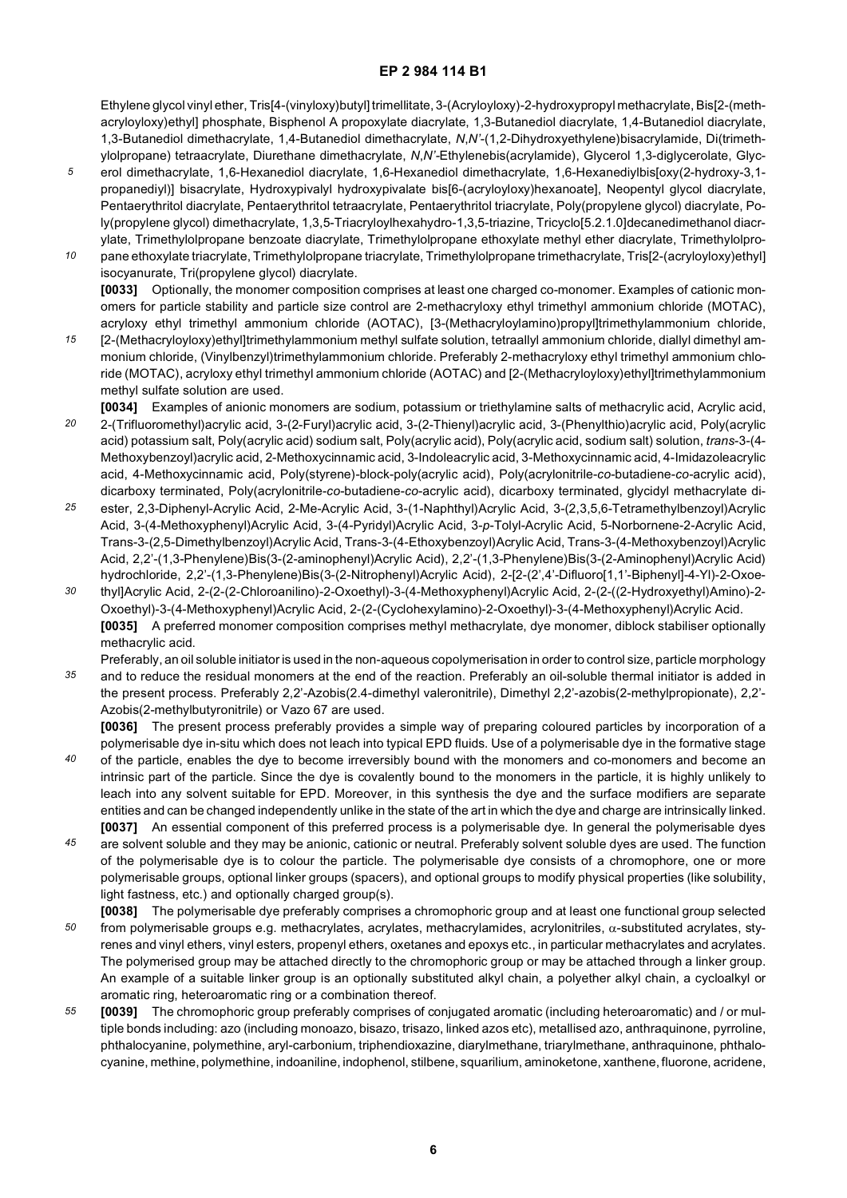Ethylene glycol vinyl ether, Tris[4-(vinyloxy)butyl] trimellitate, 3-(Acryloyloxy)-2-hydroxypropyl methacrylate, Bis[2-(methacryloyloxy)ethyl] phosphate, Bisphenol A propoxylate diacrylate, 1,3-Butanediol diacrylate, 1,4-Butanediol diacrylate, 1,3-Butanediol dimethacrylate, 1,4-Butanediol dimethacrylate, *N,N'*-(1,2-Dihydroxyethylene)bisacrylamide, Di(trimethylolpropane) tetraacrylate, Diurethane dimethacrylate, *N,N'*-Ethylenebis(acrylamide), Glycerol 1,3-diglycerolate, Glycerol dimethacrylate, 1,6-Hexanediol diacrylate, 1,6-Hexanediol dimethacrylate, 1,6-Hexanediylbis[oxy(2-hydroxy-3,1-propanediyl)] bisacrylate, Hydroxypivalyl hydroxypivalate bis[6-(acryloyloxy)hexanoate], Neopentyl glycol diacrylate, Pentaerythritol diacrylate, Pentaerythritol tetraacrylate, Pentaerythritol triacrylate, Poly(propylene glycol) diacrylate, Poly(propylene glycol) dimethacrylate, 1,3,5-Triacryloylhexahydro-1,3,5-triazine, Tricyclo[5.2.1.0]decanedimethanol diacrylate, Trimethylolpropane benzoate diacrylate, Trimethylolpropane ethoxylate methyl ether diacrylate, Trimethylolpropane ethoxylate triacrylate, Trimethylolpropane triacrylate, Trimethylolpropane trimethacrylate, Tris[2-(acryloyloxy)ethyl] isocyanurate, Tri(propylene glycol) diacrylate.

**[0033]** Optionally, the monomer composition comprises at least one charged co-monomer. Examples of cationic monomers for particle stability and particle size control are 2-methacryloxy ethyl trimethyl ammonium chloride (MOTAC), acryloxy ethyl trimethyl ammonium chloride (AOTAC), [3-(Methacryloylamino)propyl]trimethylammonium chloride, [2-(Methacryloyloxy)ethyl]trimethylammonium methyl sulfate solution, tetraallyl ammonium chloride, diallyl dimethyl ammonium chloride, (Vinylbenzyl)trimethylammonium chloride. Preferably 2-methacryloxy ethyl trimethyl ammonium chloride (MOTAC), acryloxy ethyl trimethyl ammonium chloride (AOTAC) and [2-(Methacryloyloxy)ethyl]trimethylammonium methyl sulfate solution are used.

**[0034]** Examples of anionic monomers are sodium, potassium or triethylamine salts of methacrylic acid, Acrylic acid, 2-(Trifluoromethyl)acrylic acid, 3-(2-Furyl)acrylic acid, 3-(2-Thienyl)acrylic acid, 3-(Phenylthio)acrylic acid, Poly(acrylic acid) potassium salt, Poly(acrylic acid) sodium salt, Poly(acrylic acid), Poly(acrylic acid, sodium salt) solution, *trans*-3-(4-Methoxybenzoyl)acrylic acid, 2-Methoxycinnamic acid, 3-Indoleacrylic acid, 3-Methoxycinnamic acid, 4-Imidazoleacrylic acid, 4-Methoxycinnamic acid, Poly(styrene)-block-poly(acrylic acid), Poly(acrylonitrile-*co*-butadiene-*co*-acrylic acid), dicarboxy terminated, Poly(acrylonitrile-*co*-butadiene-*co*-acrylic acid), dicarboxy terminated, glycidyl methacrylate diester, 2,3-Diphenyl-Acrylic Acid, 2-Me-Acrylic Acid, 3-(1-Naphthyl)Acrylic Acid, 3-(2,3,5,6-Tetramethylbenzoyl)Acrylic Acid, 3-(4-Methoxyphenyl)Acrylic Acid, 3-(4-Pyridyl)Acrylic Acid, 3-*p*-Tolyl-Acrylic Acid, 5-Norbornene-2-Acrylic Acid, Trans-3-(2,5-Dimethylbenzoyl)Acrylic Acid, Trans-3-(4-Ethoxybenzoyl)Acrylic Acid, Trans-3-(4-Methoxybenzoyl)Acrylic Acid, 2,2'-(1,3-Phenylene)Bis(3-(2-aminophenyl)Acrylic Acid), 2,2'-(1,3-Phenylene)Bis(3-(2-Aminophenyl)Acrylic Acid) hydrochloride, 2,2'-(1,3-Phenylene)Bis(3-(2-Nitrophenyl)Acrylic Acid), 2-[2-(2',4'-Difluoro[1,1'-Biphenyl]-4-Yl)-2-Oxoethyl]Acrylic Acid, 2-(2-(2-Chloroanilino)-2-Oxoethyl)-3-(4-Methoxyphenyl)Acrylic Acid, 2-(2-((2-Hydroxyethyl)Amino)-2-Oxoethyl)-3-(4-Methoxyphenyl)Acrylic Acid, 2-(2-(Cyclohexylamino)-2-Oxoethyl)-3-(4-Methoxyphenyl)Acrylic Acid.

**[0035]** A preferred monomer composition comprises methyl methacrylate, dye monomer, diblock stabiliser optionally methacrylic acid.

Preferably, an oil soluble initiator is used in the non-aqueous copolymerisation in order to control size, particle morphology and to reduce the residual monomers at the end of the reaction. Preferably an oil-soluble thermal initiator is added in the present process. Preferably 2,2'-Azobis(2.4-dimethyl valeronitrile), Dimethyl 2,2'-azobis(2-methylpropionate), 2,2'-Azobis(2-methylbutyronitrile) or Vazo 67 are used.

**[0036]** The present process preferably provides a simple way of preparing coloured particles by incorporation of a polymerisable dye in-situ which does not leach into typical EPD fluids. Use of a polymerisable dye in the formative stage of the particle, enables the dye to become irreversibly bound with the monomers and co-monomers and become an intrinsic part of the particle. Since the dye is covalently bound to the monomers in the particle, it is highly unlikely to leach into any solvent suitable for EPD. Moreover, in this synthesis the dye and the surface modifiers are separate entities and can be changed independently unlike in the state of the art in which the dye and charge are intrinsically linked.

**[0037]** An essential component of this preferred process is a polymerisable dye. In general the polymerisable dyes are solvent soluble and they may be anionic, cationic or neutral. Preferably solvent soluble dyes are used. The function of the polymerisable dye is to colour the particle. The polymerisable dye consists of a chromophore, one or more polymerisable groups, optional linker groups (spacers), and optional groups to modify physical properties (like solubility, light fastness, etc.) and optionally charged group(s).

**[0038]** The polymerisable dye preferably comprises a chromophoric group and at least one functional group selected from polymerisable groups e.g. methacrylates, acrylates, methacrylamides, acrylonitriles, $\alpha$-substituted acrylates, styrenes and vinyl ethers, vinyl esters, propenyl ethers, oxetanes and epoxys etc., in particular methacrylates and acrylates. The polymerised group may be attached directly to the chromophoric group or may be attached through a linker group. An example of a suitable linker group is an optionally substituted alkyl chain, a polyether alkyl chain, a cycloalkyl or aromatic ring, heteroaromatic ring or a combination thereof.

**[0039]** The chromophoric group preferably comprises of conjugated aromatic (including heteroaromatic) and / or multiple bonds including: azo (including monoazo, bisazo, trisazo, linked azos etc), metallised azo, anthraquinone, pyrroline, phthalocyanine, polymethine, aryl-carbonium, triphendioxazine, diarylmethane, triarylmethane, anthraquinone, phthalocyanine, methine, polymethine, indoaniline, indophenol, stilbene, squarilium, aminoketone, xanthene, fluorone, acridene,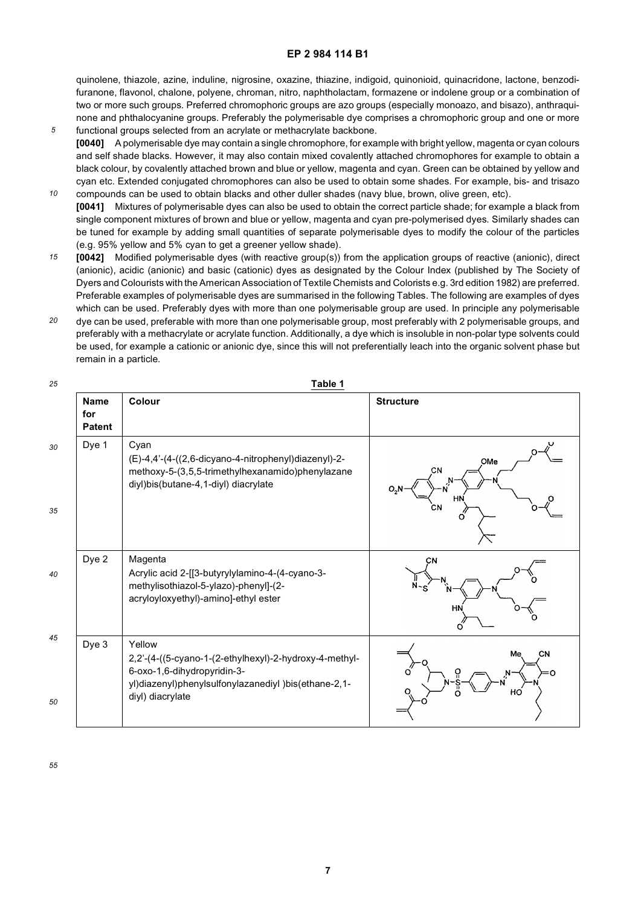quinolene, thiazole, azine, induline, nigrosine, oxazine, thiazine, indigoid, quinonioid, quinacridone, lactone, benzodifuranone, flavonol, chalone, polyene, chroman, nitro, naphtholactam, formazene or indolene group or a combination of two or more such groups. Preferred chromophoric groups are azo groups (especially monoazo, and bisazo), anthraquinone and phthalocyanine groups. Preferably the polymerisable dye comprises a chromophoric group and one or more functional groups selected from an acrylate or methacrylate backbone.

**[0040]** A polymerisable dye may contain a single chromophore, for example with bright yellow, magenta or cyan colours and self shade blacks. However, it may also contain mixed covalently attached chromophores for example to obtain a black colour, by covalently attached brown and blue or yellow, magenta and cyan. Green can be obtained by yellow and cyan etc. Extended conjugated chromophores can also be used to obtain some shades. For example, bis- and trisazo compounds can be used to obtain blacks and other duller shades (navy blue, brown, olive green, etc).

**[0041]** Mixtures of polymerisable dyes can also be used to obtain the correct particle shade; for example a black from single component mixtures of brown and blue or yellow, magenta and cyan pre-polymerised dyes. Similarly shades can be tuned for example by adding small quantities of separate polymerisable dyes to modify the colour of the particles (e.g. 95% yellow and 5% cyan to get a greener yellow shade).

**[0042]** Modified polymerisable dyes (with reactive group(s)) from the application groups of reactive (anionic), direct (anionic), acidic (anionic) and basic (cationic) dyes as designated by the Colour Index (published by The Society of Dyers and Colourists with the American Association of Textile Chemists and Colorists e.g. 3rd edition 1982) are preferred. Preferable examples of polymerisable dyes are summarised in the following Tables. The following are examples of dyes which can be used. Preferably dyes with more than one polymerisable group are used. In principle any polymerisable dye can be used, preferable with more than one polymerisable group, most preferably with 2 polymerisable groups, and preferably with a methacrylate or acrylate function. Additionally, a dye which is insoluble in non-polar type solvents could be used, for example a cationic or anionic dye, since this will not preferentially leach into the organic solvent phase but remain in a particle.

**Table 1**

| Name for Patent | Colour | Structure |
|---|---|---|
| Dye 1 | Cyan (E)-4,4'-(4-((2,6-dicyano-4-nitrophenyl)diazenyl)-2-methoxy-5-(3,5,5-trimethylhexanamido)phenylazanediyl)bis(butane-4,1-diyl) diacrylate | |
| Dye 2 | Magenta Acrylic acid 2-[[3-butyrylylamino-4-(4-cyano-3-methylisothiazol-5-ylazo)-phenyl]-(2-acryloyloxyethyl)-amino]-ethyl ester | |
| Dye 3 | Yellow 2,2'-(4-((5-cyano-1-(2-ethylhexyl)-2-hydroxy-4-methyl-6-oxo-1,6-dihydropyridin-3-yl)diazenyl)phenylsulfonylazanediyl )bis(ethane-2,1-diyl) diacrylate | |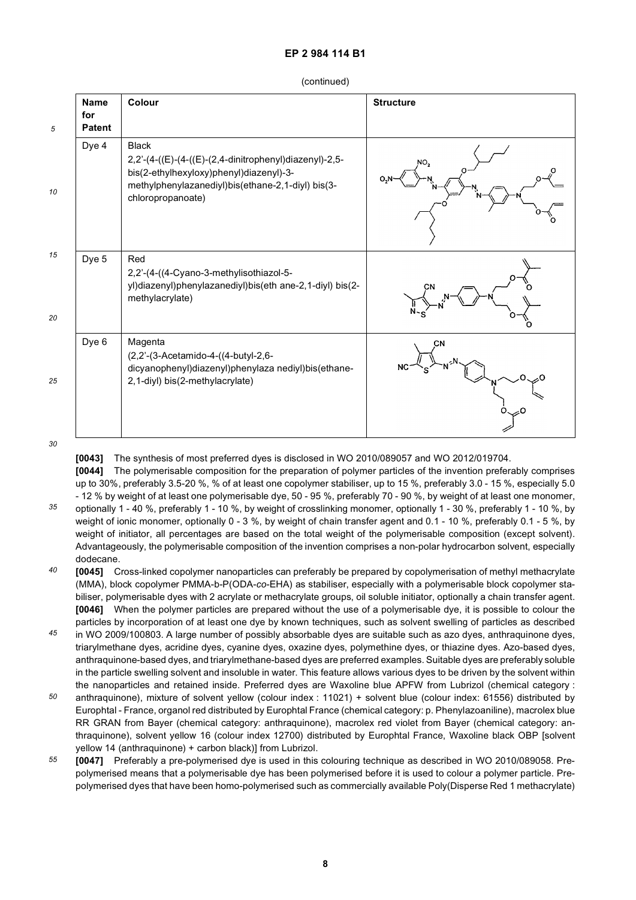(continued)

| Name for Patent | Colour | Structure |
|---|---|---|
| Dye 4 | Black<br>2,2'-(4-((E)-(4-((E)-(2,4-dinitrophenyl)diazenyl)-2,5-bis(2-ethylhexyloxy)phenyl)diazenyl)-3-methylphenylazanediyl)bis(ethane-2,1-diyl) bis(3-chloropropanoate) | |
| Dye 5 | Red<br>2,2'-(4-((4-Cyano-3-methylisothiazol-5-yl)diazenyl)phenylazanediyl)bis(eth ane-2,1-diyl) bis(2-methylacrylate) | |
| Dye 6 | Magenta<br>(2,2'-(3-Acetamido-4-((4-butyl-2,6-dicyanophenyl)diazenyl)phenylaza nediyl)bis(ethane-2,1-diyl) bis(2-methylacrylate) | |

**[0043]** The synthesis of most preferred dyes is disclosed in WO 2010/089057 and WO 2012/019704.

**[0044]** The polymerisable composition for the preparation of polymer particles of the invention preferably comprises up to 30%, preferably 3.5-20 %, % of at least one copolymer stabiliser, up to 15 %, preferably 3.0 - 15 %, especially 5.0 - 12 % by weight of at least one polymerisable dye, 50 - 95 %, preferably 70 - 90 %, by weight of at least one monomer, optionally 1 - 40 %, preferably 1 - 10 %, by weight of crosslinking monomer, optionally 1 - 30 %, preferably 1 - 10 %, by weight of ionic monomer, optionally 0 - 3 %, by weight of chain transfer agent and 0.1 - 10 %, preferably 0.1 - 5 %, by weight of initiator, all percentages are based on the total weight of the polymerisable composition (except solvent). Advantageously, the polymerisable composition of the invention comprises a non-polar hydrocarbon solvent, especially dodecane.

**[0045]** Cross-linked copolymer nanoparticles can preferably be prepared by copolymerisation of methyl methacrylate (MMA), block copolymer PMMA-b-P(ODA-*co*-EHA) as stabiliser, especially with a polymerisable block copolymer stabiliser, polymerisable dyes with 2 acrylate or methacrylate groups, oil soluble initiator, optionally a chain transfer agent.

**[0046]** When the polymer particles are prepared without the use of a polymerisable dye, it is possible to colour the particles by incorporation of at least one dye by known techniques, such as solvent swelling of particles as described in WO 2009/100803. A large number of possibly absorbable dyes are suitable such as azo dyes, anthraquinone dyes, triarylmethane dyes, acridine dyes, cyanine dyes, oxazine dyes, polymethine dyes, or thiazine dyes. Azo-based dyes, anthraquinone-based dyes, and triarylmethane-based dyes are preferred examples. Suitable dyes are preferably soluble in the particle swelling solvent and insoluble in water. This feature allows various dyes to be driven by the solvent within the nanoparticles and retained inside. Preferred dyes are Waxoline blue APFW from Lubrizol (chemical category : anthraquinone), mixture of solvent yellow (colour index : 11021) + solvent blue (colour index: 61556) distributed by Europhtal - France, organol red distributed by Europhtal France (chemical category: p. Phenylazoaniline), macrolex blue RR GRAN from Bayer (chemical category: anthraquinone), macrolex red violet from Bayer (chemical category: anthraquinone), solvent yellow 16 (colour index 12700) distributed by Europhtal France, Waxoline black OBP [solvent yellow 14 (anthraquinone) + carbon black)] from Lubrizol.

**[0047]** Preferably a pre-polymerised dye is used in this colouring technique as described in WO 2010/089058. Pre-polymerised means that a polymerisable dye has been polymerised before it is used to colour a polymer particle. Pre-polymerised dyes that have been homo-polymerised such as commercially available Poly(Disperse Red 1 methacrylate)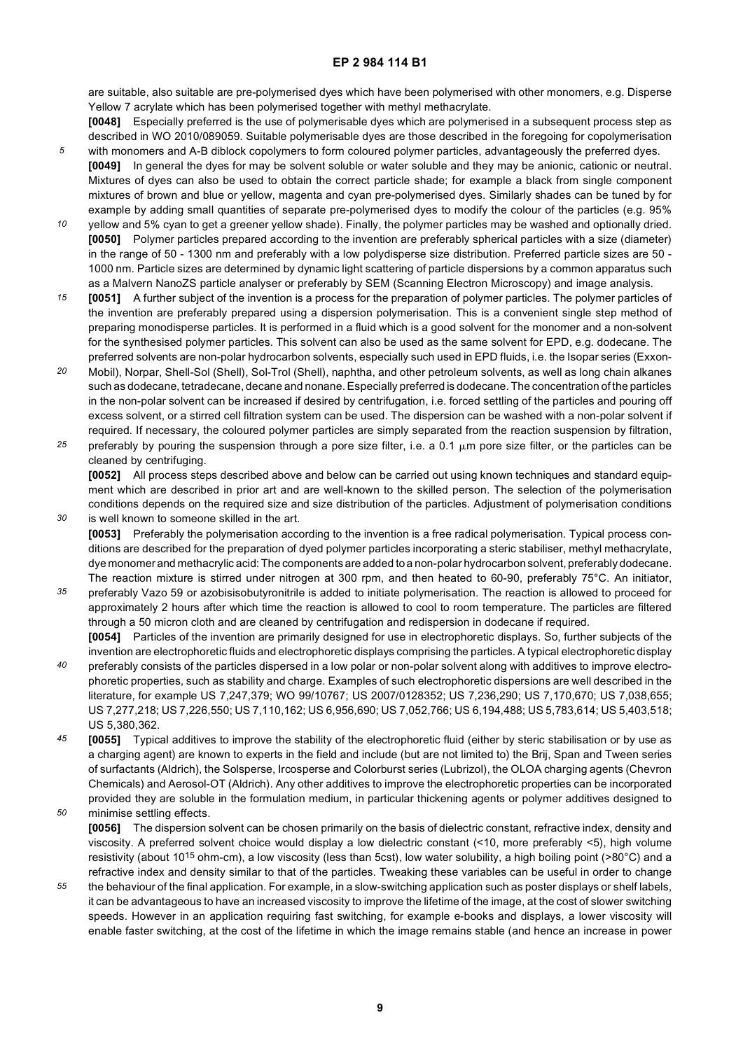are suitable, also suitable are pre-polymerised dyes which have been polymerised with other monomers, e.g. Disperse Yellow 7 acrylate which has been polymerised together with methyl methacrylate.

**[0048]** Especially preferred is the use of polymerisable dyes which are polymerised in a subsequent process step as described in WO 2010/089059. Suitable polymerisable dyes are those described in the foregoing for copolymerisation with monomers and A-B diblock copolymers to form coloured polymer particles, advantageously the preferred dyes.

**[0049]** In general the dyes for may be solvent soluble or water soluble and they may be anionic, cationic or neutral. Mixtures of dyes can also be used to obtain the correct particle shade; for example a black from single component mixtures of brown and blue or yellow, magenta and cyan pre-polymerised dyes. Similarly shades can be tuned by for example by adding small quantities of separate pre-polymerised dyes to modify the colour of the particles (e.g. 95% yellow and 5% cyan to get a greener yellow shade). Finally, the polymer particles may be washed and optionally dried.

**[0050]** Polymer particles prepared according to the invention are preferably spherical particles with a size (diameter) in the range of 50 - 1300 nm and preferably with a low polydisperse size distribution. Preferred particle sizes are 50 - 1000 nm. Particle sizes are determined by dynamic light scattering of particle dispersions by a common apparatus such as a Malvern NanoZS particle analyser or preferably by SEM (Scanning Electron Microscopy) and image analysis.

**[0051]** A further subject of the invention is a process for the preparation of polymer particles. The polymer particles of the invention are preferably prepared using a dispersion polymerisation. This is a convenient single step method of preparing monodisperse particles. It is performed in a fluid which is a good solvent for the monomer and a non-solvent for the synthesised polymer particles. This solvent can also be used as the same solvent for EPD, e.g. dodecane. The preferred solvents are non-polar hydrocarbon solvents, especially such used in EPD fluids, i.e. the Isopar series (Exxon-Mobil), Norpar, Shell-Sol (Shell), Sol-Trol (Shell), naphtha, and other petroleum solvents, as well as long chain alkanes such as dodecane, tetradecane, decane and nonane. Especially preferred is dodecane. The concentration of the particles in the non-polar solvent can be increased if desired by centrifugation, i.e. forced settling of the particles and pouring off excess solvent, or a stirred cell filtration system can be used. The dispersion can be washed with a non-polar solvent if required. If necessary, the coloured polymer particles are simply separated from the reaction suspension by filtration, preferably by pouring the suspension through a pore size filter, i.e. a 0.1 μm pore size filter, or the particles can be cleaned by centrifuging.

**[0052]** All process steps described above and below can be carried out using known techniques and standard equipment which are described in prior art and are well-known to the skilled person. The selection of the polymerisation conditions depends on the required size and size distribution of the particles. Adjustment of polymerisation conditions is well known to someone skilled in the art.

**[0053]** Preferably the polymerisation according to the invention is a free radical polymerisation. Typical process conditions are described for the preparation of dyed polymer particles incorporating a steric stabiliser, methyl methacrylate, dye monomer and methacrylic acid: The components are added to a non-polar hydrocarbon solvent, preferably dodecane. The reaction mixture is stirred under nitrogen at 300 rpm, and then heated to 60-90, preferably 75°C. An initiator, preferably Vazo 59 or azobisisobutyronitrile is added to initiate polymerisation. The reaction is allowed to proceed for approximately 2 hours after which time the reaction is allowed to cool to room temperature. The particles are filtered through a 50 micron cloth and are cleaned by centrifugation and redispersion in dodecane if required.

**[0054]** Particles of the invention are primarily designed for use in electrophoretic displays. So, further subjects of the invention are electrophoretic fluids and electrophoretic displays comprising the particles. A typical electrophoretic display preferably consists of the particles dispersed in a low polar or non-polar solvent along with additives to improve electrophoretic properties, such as stability and charge. Examples of such electrophoretic dispersions are well described in the literature, for example US 7,247,379; WO 99/10767; US 2007/0128352; US 7,236,290; US 7,170,670; US 7,038,655; US 7,277,218; US 7,226,550; US 7,110,162; US 6,956,690; US 7,052,766; US 6,194,488; US 5,783,614; US 5,403,518; US 5,380,362.

**[0055]** Typical additives to improve the stability of the electrophoretic fluid (either by steric stabilisation or by use as a charging agent) are known to experts in the field and include (but are not limited to) the Brij, Span and Tween series of surfactants (Aldrich), the Solsperse, Ircosperse and Colorburst series (Lubrizol), the OLOA charging agents (Chevron Chemicals) and Aerosol-OT (Aldrich). Any other additives to improve the electrophoretic properties can be incorporated provided they are soluble in the formulation medium, in particular thickening agents or polymer additives designed to minimise settling effects.

**[0056]** The dispersion solvent can be chosen primarily on the basis of dielectric constant, refractive index, density and viscosity. A preferred solvent choice would display a low dielectric constant (<10, more preferably <5), high volume resistivity (about $10^{15}$ ohm-cm), a low viscosity (less than 5cst), low water solubility, a high boiling point (>80°C) and a refractive index and density similar to that of the particles. Tweaking these variables can be useful in order to change the behaviour of the final application. For example, in a slow-switching application such as poster displays or shelf labels, it can be advantageous to have an increased viscosity to improve the lifetime of the image, at the cost of slower switching speeds. However in an application requiring fast switching, for example e-books and displays, a lower viscosity will enable faster switching, at the cost of the lifetime in which the image remains stable (and hence an increase in power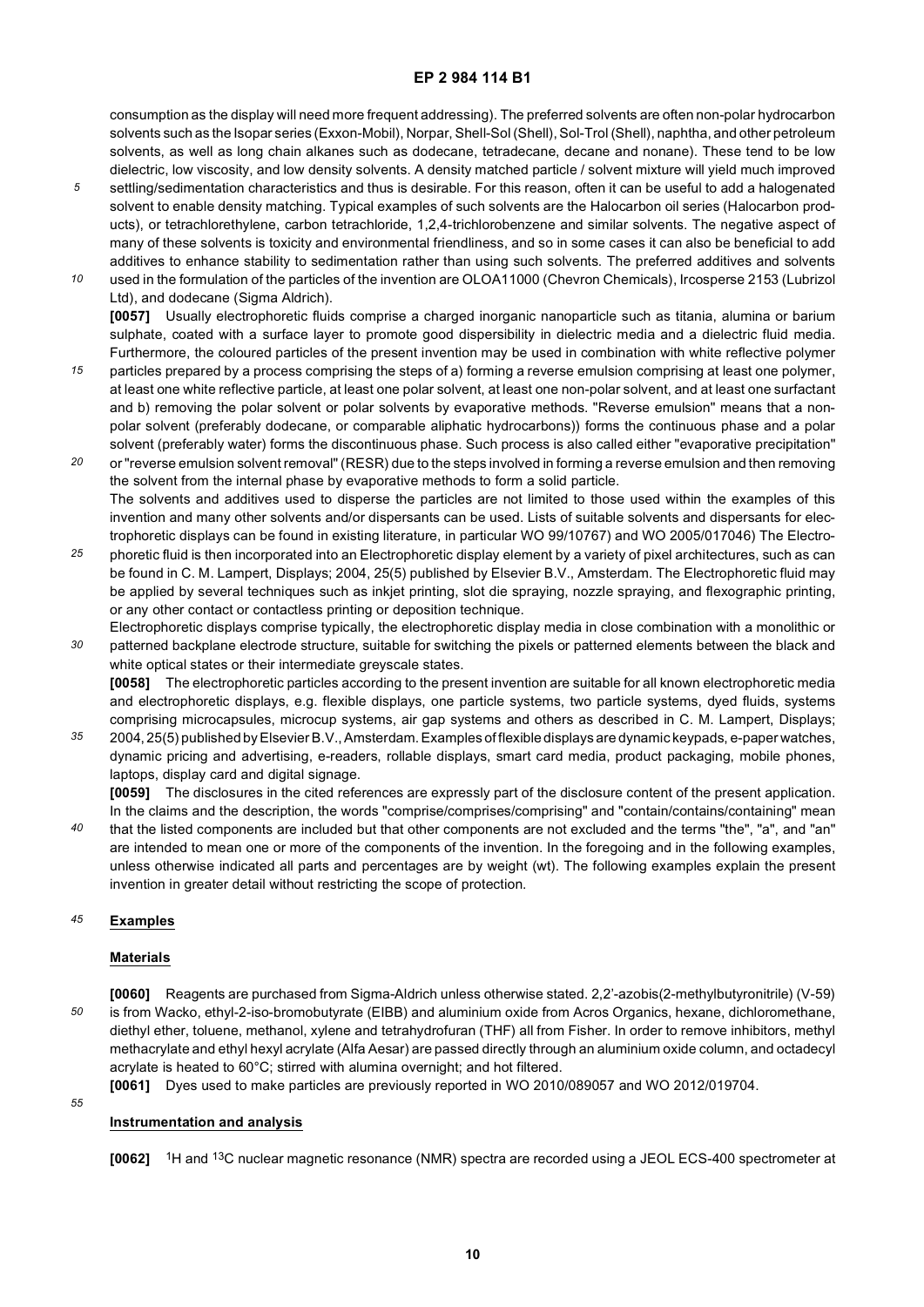consumption as the display will need more frequent addressing). The preferred solvents are often non-polar hydrocarbon solvents such as the Isopar series (Exxon-Mobil), Norpar, Shell-Sol (Shell), Sol-Trol (Shell), naphtha, and other petroleum solvents, as well as long chain alkanes such as dodecane, tetradecane, decane and nonane). These tend to be low dielectric, low viscosity, and low density solvents. A density matched particle / solvent mixture will yield much improved settling/sedimentation characteristics and thus is desirable. For this reason, often it can be useful to add a halogenated solvent to enable density matching. Typical examples of such solvents are the Halocarbon oil series (Halocarbon products), or tetrachlorethylene, carbon tetrachloride, 1,2,4-trichlorobenzene and similar solvents. The negative aspect of many of these solvents is toxicity and environmental friendliness, and so in some cases it can also be beneficial to add additives to enhance stability to sedimentation rather than using such solvents. The preferred additives and solvents used in the formulation of the particles of the invention are OLOA11000 (Chevron Chemicals), Ircosperse 2153 (Lubrizol Ltd), and dodecane (Sigma Aldrich).

**[0057]** Usually electrophoretic fluids comprise a charged inorganic nanoparticle such as titania, alumina or barium sulphate, coated with a surface layer to promote good dispersibility in dielectric media and a dielectric fluid media. Furthermore, the coloured particles of the present invention may be used in combination with white reflective polymer particles prepared by a process comprising the steps of a) forming a reverse emulsion comprising at least one polymer, at least one white reflective particle, at least one polar solvent, at least one non-polar solvent, and at least one surfactant and b) removing the polar solvent or polar solvents by evaporative methods. "Reverse emulsion" means that a non-polar solvent (preferably dodecane, or comparable aliphatic hydrocarbons)) forms the continuous phase and a polar solvent (preferably water) forms the discontinuous phase. Such process is also called either "evaporative precipitation" or "reverse emulsion solvent removal" (RESR) due to the steps involved in forming a reverse emulsion and then removing the solvent from the internal phase by evaporative methods to form a solid particle.

The solvents and additives used to disperse the particles are not limited to those used within the examples of this invention and many other solvents and/or dispersants can be used. Lists of suitable solvents and dispersants for electrophoretic displays can be found in existing literature, in particular WO 99/10767) and WO 2005/017046) The Electrophoretic fluid is then incorporated into an Electrophoretic display element by a variety of pixel architectures, such as can be found in C. M. Lampert, Displays; 2004, 25(5) published by Elsevier B.V., Amsterdam. The Electrophoretic fluid may be applied by several techniques such as inkjet printing, slot die spraying, nozzle spraying, and flexographic printing, or any other contact or contactless printing or deposition technique.

Electrophoretic displays comprise typically, the electrophoretic display media in close combination with a monolithic or patterned backplane electrode structure, suitable for switching the pixels or patterned elements between the black and white optical states or their intermediate greyscale states.

**[0058]** The electrophoretic particles according to the present invention are suitable for all known electrophoretic media and electrophoretic displays, e.g. flexible displays, one particle systems, two particle systems, dyed fluids, systems comprising microcapsules, microcup systems, air gap systems and others as described in C. M. Lampert, Displays; 2004, 25(5) published by Elsevier B.V., Amsterdam. Examples of flexible displays are dynamic keypads, e-paper watches, dynamic pricing and advertising, e-readers, rollable displays, smart card media, product packaging, mobile phones, laptops, display card and digital signage.

**[0059]** The disclosures in the cited references are expressly part of the disclosure content of the present application. In the claims and the description, the words "comprise/comprises/comprising" and "contain/contains/containing" mean that the listed components are included but that other components are not excluded and the terms "the", "a", and "an" are intended to mean one or more of the components of the invention. In the foregoing and in the following examples, unless otherwise indicated all parts and percentages are by weight (wt). The following examples explain the present invention in greater detail without restricting the scope of protection.

## Examples

### Materials

**[0060]** Reagents are purchased from Sigma-Aldrich unless otherwise stated. 2,2'-azobis(2-methylbutyronitrile) (V-59) is from Wacko, ethyl-2-iso-bromobutyrate (EIBB) and aluminium oxide from Acros Organics, hexane, dichloromethane, diethyl ether, toluene, methanol, xylene and tetrahydrofuran (THF) all from Fisher. In order to remove inhibitors, methyl methacrylate and ethyl hexyl acrylate (Alfa Aesar) are passed directly through an aluminium oxide column, and octadecyl acrylate is heated to 60°C; stirred with alumina overnight; and hot filtered.

**[0061]** Dyes used to make particles are previously reported in WO 2010/089057 and WO 2012/019704.

### Instrumentation and analysis

**[0062]** $^{1}H$ and $^{13}C$ nuclear magnetic resonance (NMR) spectra are recorded using a JEOL ECS-400 spectrometer at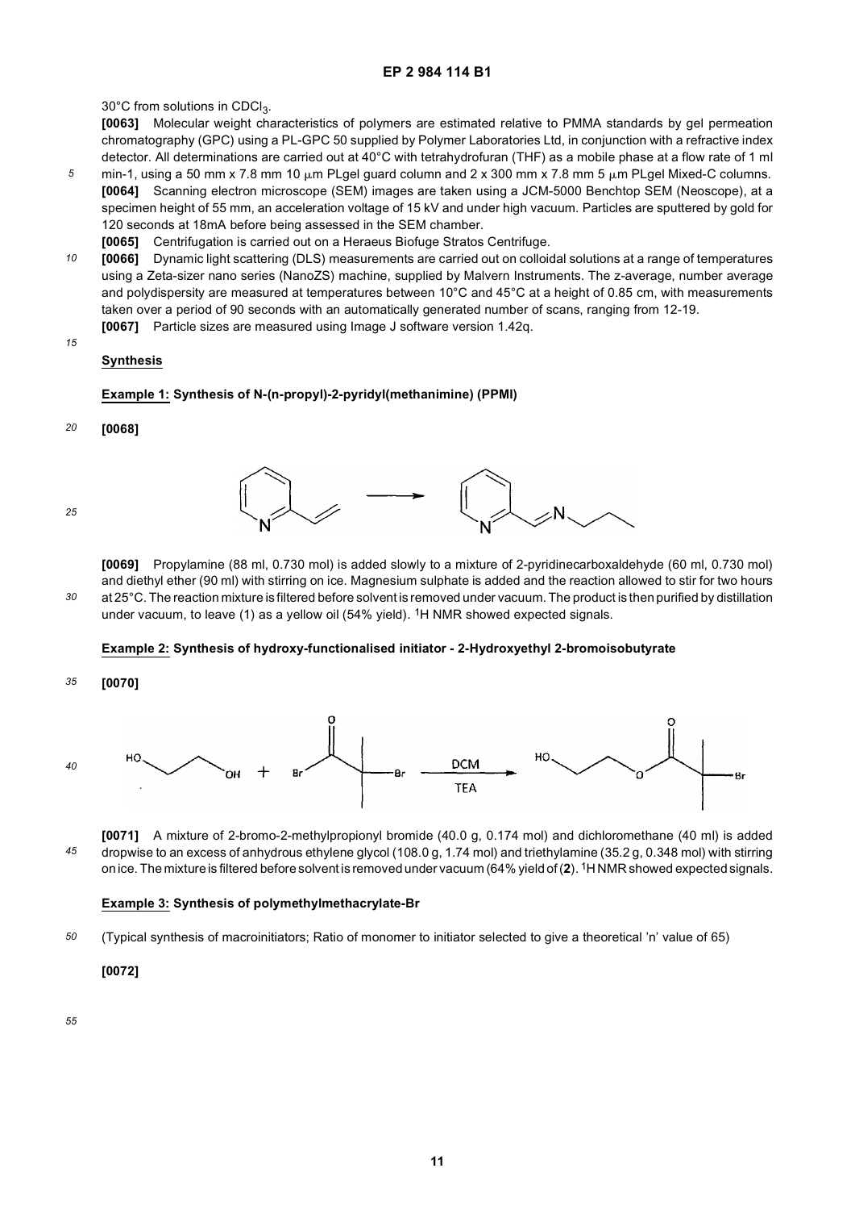30°C from solutions in $CDCl_3$.

**[0063]** Molecular weight characteristics of polymers are estimated relative to PMMA standards by gel permeation chromatography (GPC) using a PL-GPC 50 supplied by Polymer Laboratories Ltd, in conjunction with a refractive index detector. All determinations are carried out at 40°C with tetrahydrofuran (THF) as a mobile phase at a flow rate of 1 ml min-1, using a 50 mm x 7.8 mm 10 μm PLgel guard column and 2 x 300 mm x 7.8 mm 5 μm PLgel Mixed-C columns.

**[0064]** Scanning electron microscope (SEM) images are taken using a JCM-5000 Benchtop SEM (Neoscope), at a specimen height of 55 mm, an acceleration voltage of 15 kV and under high vacuum. Particles are sputtered by gold for 120 seconds at 18mA before being assessed in the SEM chamber.

**[0065]** Centrifugation is carried out on a Heraeus Biofuge Stratos Centrifuge.

**[0066]** Dynamic light scattering (DLS) measurements are carried out on colloidal solutions at a range of temperatures using a Zeta-sizer nano series (NanoZS) machine, supplied by Malvern Instruments. The z-average, number average and polydispersity are measured at temperatures between 10°C and 45°C at a height of 0.85 cm, with measurements taken over a period of 90 seconds with an automatically generated number of scans, ranging from 12-19.

**[0067]** Particle sizes are measured using Image J software version 1.42q.

## Synthesis

### Example 1: Synthesis of N-(n-propyl)-2-pyridyl(methanimine) (PPMI)

**[0068]**

**[0069]** Propylamine (88 ml, 0.730 mol) is added slowly to a mixture of 2-pyridinecarboxaldehyde (60 ml, 0.730 mol) and diethyl ether (90 ml) with stirring on ice. Magnesium sulphate is added and the reaction allowed to stir for two hours at 25°C. The reaction mixture is filtered before solvent is removed under vacuum. The product is then purified by distillation under vacuum, to leave (1) as a yellow oil (54% yield). $^1$H NMR showed expected signals.

### Example 2: Synthesis of hydroxy-functionalised initiator - 2-Hydroxyethyl 2-bromoisobutyrate

**[0070]**

**[0071]** A mixture of 2-bromo-2-methylpropionyl bromide (40.0 g, 0.174 mol) and dichloromethane (40 ml) is added dropwise to an excess of anhydrous ethylene glycol (108.0 g, 1.74 mol) and triethylamine (35.2 g, 0.348 mol) with stirring on ice. The mixture is filtered before solvent is removed under vacuum (64% yield of (**2**). $^1$H NMR showed expected signals.

### Example 3: Synthesis of polymethylmethacrylate-Br

(Typical synthesis of macroinitiators; Ratio of monomer to initiator selected to give a theoretical 'n' value of 65)

**[0072]**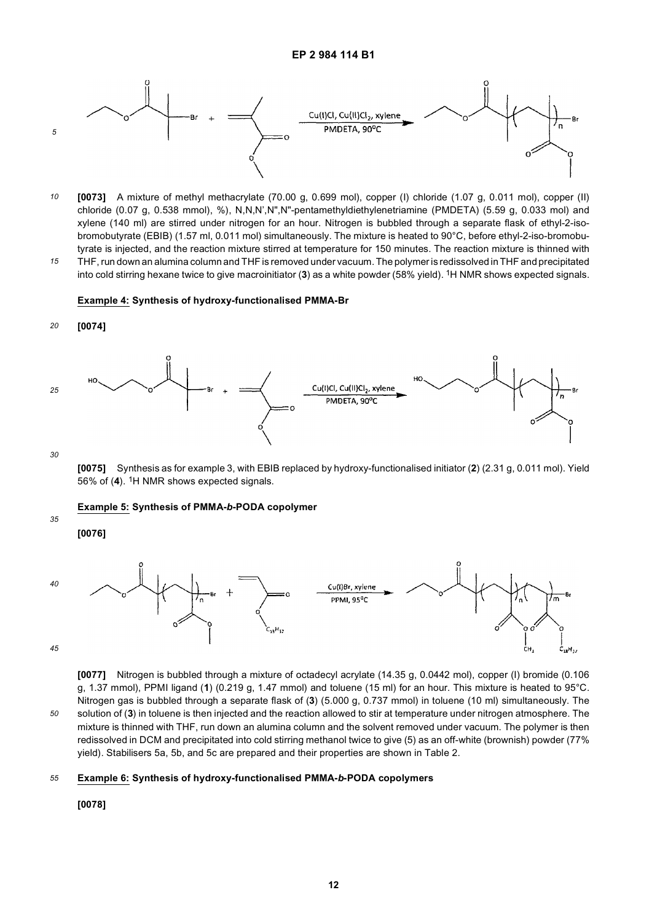**[0073]** A mixture of methyl methacrylate (70.00 g, 0.699 mol), copper (I) chloride (1.07 g, 0.011 mol), copper (II) chloride (0.07 g, 0.538 mmol), %), N,N,N',N",N"-pentamethyldiethylenetriamine (PMDETA) (5.59 g, 0.033 mol) and xylene (140 ml) are stirred under nitrogen for an hour. Nitrogen is bubbled through a separate flask of ethyl-2-iso-bromobutyrate (EBIB) (1.57 ml, 0.011 mol) simultaneously. The mixture is heated to 90°C, before ethyl-2-iso-bromobutyrate is injected, and the reaction mixture stirred at temperature for 150 minutes. The reaction mixture is thinned with THF, run down an alumina column and THF is removed under vacuum. The polymer is redissolved in THF and precipitated into cold stirring hexane twice to give macroinitiator (**3**) as a white powder (58% yield). $^1$H NMR shows expected signals.

**Example 4: Synthesis of hydroxy-functionalised PMMA-Br**

**[0074]**

**[0075]** Synthesis as for example 3, with EBIB replaced by hydroxy-functionalised initiator (**2**) (2.31 g, 0.011 mol). Yield 56% of (**4**). $^1$H NMR shows expected signals.

**Example 5: Synthesis of PMMA-*b*-PODA copolymer**

**[0076]**

**[0077]** Nitrogen is bubbled through a mixture of octadecyl acrylate (14.35 g, 0.0442 mol), copper (I) bromide (0.106 g, 1.37 mmol), PPMI ligand (**1**) (0.219 g, 1.47 mmol) and toluene (15 ml) for an hour. This mixture is heated to 95°C. Nitrogen gas is bubbled through a separate flask of (**3**) (5.000 g, 0.737 mmol) in toluene (10 ml) simultaneously. The solution of (**3**) in toluene is then injected and the reaction allowed to stir at temperature under nitrogen atmosphere. The mixture is thinned with THF, run down an alumina column and the solvent removed under vacuum. The polymer is then redissolved in DCM and precipitated into cold stirring methanol twice to give (5) as an off-white (brownish) powder (77% yield). Stabilisers 5a, 5b, and 5c are prepared and their properties are shown in Table 2.

**Example 6: Synthesis of hydroxy-functionalised PMMA-*b*-PODA copolymers**

**[0078]**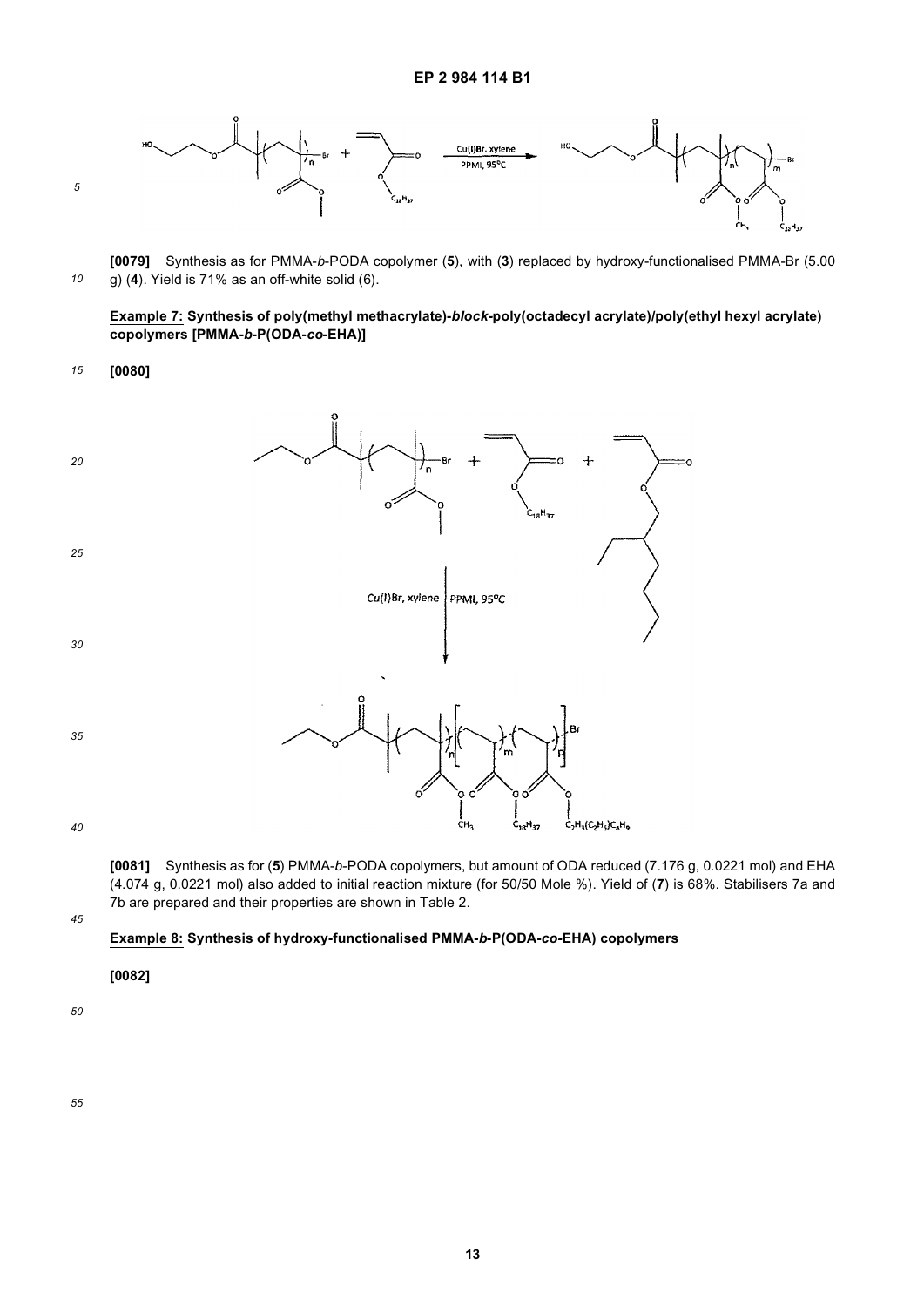**[0079]** Synthesis as for PMMA-*b*-PODA copolymer (**5**), with (**3**) replaced by hydroxy-functionalised PMMA-Br (5.00 g) (**4**). Yield is 71% as an off-white solid (6).

**Example 7: Synthesis of poly(methyl methacrylate)-*block*-poly(octadecyl acrylate)/poly(ethyl hexyl acrylate) copolymers [PMMA-*b*-P(ODA-*co*-EHA)]**

**[0080]**

**[0081]** Synthesis as for (**5**) PMMA-*b*-PODA copolymers, but amount of ODA reduced (7.176 g, 0.0221 mol) and EHA (4.074 g, 0.0221 mol) also added to initial reaction mixture (for 50/50 Mole %). Yield of (**7**) is 68%. Stabilisers 7a and 7b are prepared and their properties are shown in Table 2.

**Example 8: Synthesis of hydroxy-functionalised PMMA-*b*-P(ODA-*co*-EHA) copolymers**

**[0082]**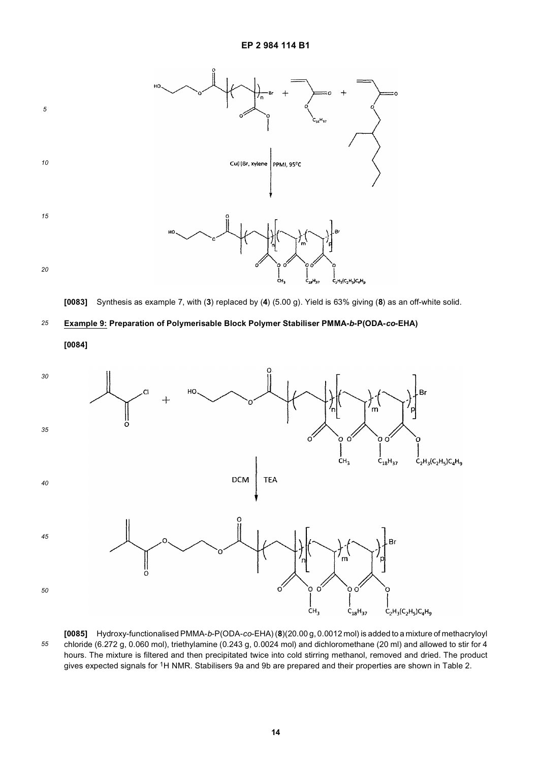**[0083]** Synthesis as example 7, with (**3**) replaced by (**4**) (5.00 g). Yield is 63% giving (**8**) as an off-white solid.

**Example 9: Preparation of Polymerisable Block Polymer Stabiliser PMMA-*b*-P(ODA-*co*-EHA)**

**[0084]**

**[0085]** Hydroxy-functionalised PMMA-*b*-P(ODA-*co*-EHA) (**8**)(20.00 g, 0.0012 mol) is added to a mixture of methacryloyl chloride (6.272 g, 0.060 mol), triethylamine (0.243 g, 0.0024 mol) and dichloromethane (20 ml) and allowed to stir for 4 hours. The mixture is filtered and then precipitated twice into cold stirring methanol, removed and dried. The product gives expected signals for $^{1}$H NMR. Stabilisers 9a and 9b are prepared and their properties are shown in Table 2.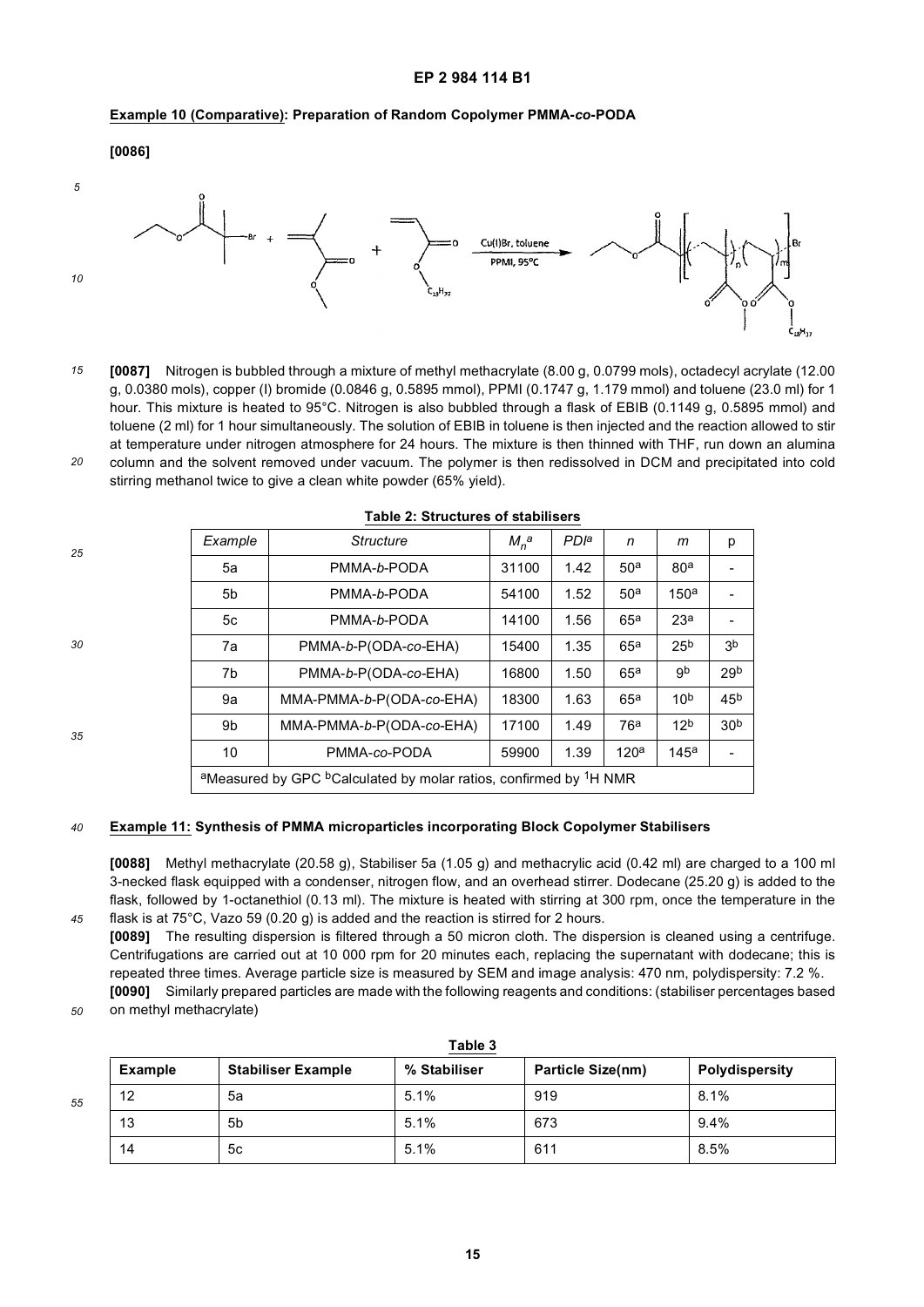**Example 10 (Comparative): Preparation of Random Copolymer PMMA-*co*-PODA**

**[0086]**

**[0087]** Nitrogen is bubbled through a mixture of methyl methacrylate (8.00 g, 0.0799 mols), octadecyl acrylate (12.00 g, 0.0380 mols), copper (I) bromide (0.0846 g, 0.5895 mmol), PPMI (0.1747 g, 1.179 mmol) and toluene (23.0 ml) for 1 hour. This mixture is heated to 95°C. Nitrogen is also bubbled through a flask of EBIB (0.1149 g, 0.5895 mmol) and toluene (2 ml) for 1 hour simultaneously. The solution of EBIB in toluene is then injected and the reaction allowed to stir at temperature under nitrogen atmosphere for 24 hours. The mixture is then thinned with THF, run down an alumina column and the solvent removed under vacuum. The polymer is then redissolved in DCM and precipitated into cold stirring methanol twice to give a clean white powder (65% yield).

**Table 2: Structures of stabilisers**

| *Example* | *Structure* | $M_n$[a] | *PDI*[a] | *n* | *m* | p |
|---|---|---|---|---|---|---|
| 5a | PMMA-*b*-PODA | 31100 | 1.42 | 50[a] | 80[a] | - |
| 5b | PMMA-*b*-PODA | 54100 | 1.52 | 50[a] | 150[a] | - |
| 5c | PMMA-*b*-PODA | 14100 | 1.56 | 65[a] | 23[a] | - |
| 7a | PMMA-*b*-P(ODA-*co*-EHA) | 15400 | 1.35 | 65[a] | 25[b] | 3[b] |
| 7b | PMMA-*b*-P(ODA-*co*-EHA) | 16800 | 1.50 | 65[a] | 9[b] | 29[b] |
| 9a | MMA-PMMA-*b*-P(ODA-*co*-EHA) | 18300 | 1.63 | 65[a] | 10[b] | 45[b] |
| 9b | MMA-PMMA-*b*-P(ODA-*co*-EHA) | 17100 | 1.49 | 76[a] | 12[b] | 30[b] |
| 10 | PMMA-*co*-PODA | 59900 | 1.39 | 120[a] | 145[a] | - |

[a]Measured by GPC [b]Calculated by molar ratios, confirmed by $^1$H NMR

**Example 11: Synthesis of PMMA microparticles incorporating Block Copolymer Stabilisers**

**[0088]** Methyl methacrylate (20.58 g), Stabiliser 5a (1.05 g) and methacrylic acid (0.42 ml) are charged to a 100 ml 3-necked flask equipped with a condenser, nitrogen flow, and an overhead stirrer. Dodecane (25.20 g) is added to the flask, followed by 1-octanethiol (0.13 ml). The mixture is heated with stirring at 300 rpm, once the temperature in the flask is at 75°C, Vazo 59 (0.20 g) is added and the reaction is stirred for 2 hours.

**[0089]** The resulting dispersion is filtered through a 50 micron cloth. The dispersion is cleaned using a centrifuge. Centrifugations are carried out at 10 000 rpm for 20 minutes each, replacing the supernatant with dodecane; this is repeated three times. Average particle size is measured by SEM and image analysis: 470 nm, polydispersity: 7.2 %.

**[0090]** Similarly prepared particles are made with the following reagents and conditions: (stabiliser percentages based on methyl methacrylate)

**Table 3**

| Example | Stabiliser Example | % Stabiliser | Particle Size(nm) | Polydispersity |
|---|---|---|---|---|
| 12 | 5a | 5.1% | 919 | 8.1% |
| 13 | 5b | 5.1% | 673 | 9.4% |
| 14 | 5c | 5.1% | 611 | 8.5% |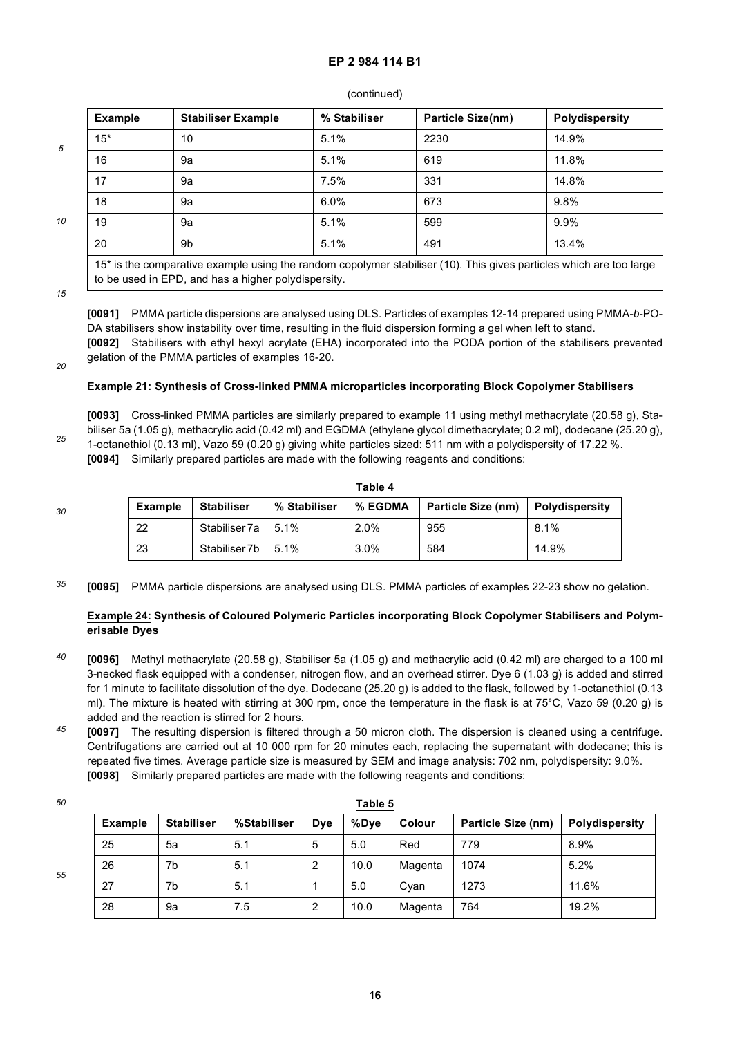(continued)

| Example | Stabiliser Example | % Stabiliser | Particle Size(nm) | Polydispersity |
|---|---|---|---|---|
| 15* | 10 | 5.1% | 2230 | 14.9% |
| 16 | 9a | 5.1% | 619 | 11.8% |
| 17 | 9a | 7.5% | 331 | 14.8% |
| 18 | 9a | 6.0% | 673 | 9.8% |
| 19 | 9a | 5.1% | 599 | 9.9% |
| 20 | 9b | 5.1% | 491 | 13.4% |

15* is the comparative example using the random copolymer stabiliser (10). This gives particles which are too large to be used in EPD, and has a higher polydispersity.

**[0091]** PMMA particle dispersions are analysed using DLS. Particles of examples 12-14 prepared using PMMA-*b*-PODA stabilisers show instability over time, resulting in the fluid dispersion forming a gel when left to stand.

**[0092]** Stabilisers with ethyl hexyl acrylate (EHA) incorporated into the PODA portion of the stabilisers prevented gelation of the PMMA particles of examples 16-20.

**Example 21: Synthesis of Cross-linked PMMA microparticles incorporating Block Copolymer Stabilisers**

**[0093]** Cross-linked PMMA particles are similarly prepared to example 11 using methyl methacrylate (20.58 g), Stabiliser 5a (1.05 g), methacrylic acid (0.42 ml) and EGDMA (ethylene glycol dimethacrylate; 0.2 ml), dodecane (25.20 g), 1-octanethiol (0.13 ml), Vazo 59 (0.20 g) giving white particles sized: 511 nm with a polydispersity of 17.22 %.

**[0094]** Similarly prepared particles are made with the following reagents and conditions:

**Table 4**

| Example | Stabiliser | % Stabiliser | % EGDMA | Particle Size (nm) | Polydispersity |
|---|---|---|---|---|---|
| 22 | Stabiliser 7a | 5.1% | 2.0% | 955 | 8.1% |
| 23 | Stabiliser 7b | 5.1% | 3.0% | 584 | 14.9% |

**[0095]** PMMA particle dispersions are analysed using DLS. PMMA particles of examples 22-23 show no gelation.

**Example 24: Synthesis of Coloured Polymeric Particles incorporating Block Copolymer Stabilisers and Polymerisable Dyes**

**[0096]** Methyl methacrylate (20.58 g), Stabiliser 5a (1.05 g) and methacrylic acid (0.42 ml) are charged to a 100 ml 3-necked flask equipped with a condenser, nitrogen flow, and an overhead stirrer. Dye 6 (1.03 g) is added and stirred for 1 minute to facilitate dissolution of the dye. Dodecane (25.20 g) is added to the flask, followed by 1-octanethiol (0.13 ml). The mixture is heated with stirring at 300 rpm, once the temperature in the flask is at 75°C, Vazo 59 (0.20 g) is added and the reaction is stirred for 2 hours.

**[0097]** The resulting dispersion is filtered through a 50 micron cloth. The dispersion is cleaned using a centrifuge. Centrifugations are carried out at 10 000 rpm for 20 minutes each, replacing the supernatant with dodecane; this is repeated five times. Average particle size is measured by SEM and image analysis: 702 nm, polydispersity: 9.0%.

**[0098]** Similarly prepared particles are made with the following reagents and conditions:

**Table 5**

| Example | Stabiliser | %Stabiliser | Dye | %Dye | Colour | Particle Size (nm) | Polydispersity |
|---|---|---|---|---|---|---|---|
| 25 | 5a | 5.1 | 5 | 5.0 | Red | 779 | 8.9% |
| 26 | 7b | 5.1 | 2 | 10.0 | Magenta | 1074 | 5.2% |
| 27 | 7b | 5.1 | 1 | 5.0 | Cyan | 1273 | 11.6% |
| 28 | 9a | 7.5 | 2 | 10.0 | Magenta | 764 | 19.2% |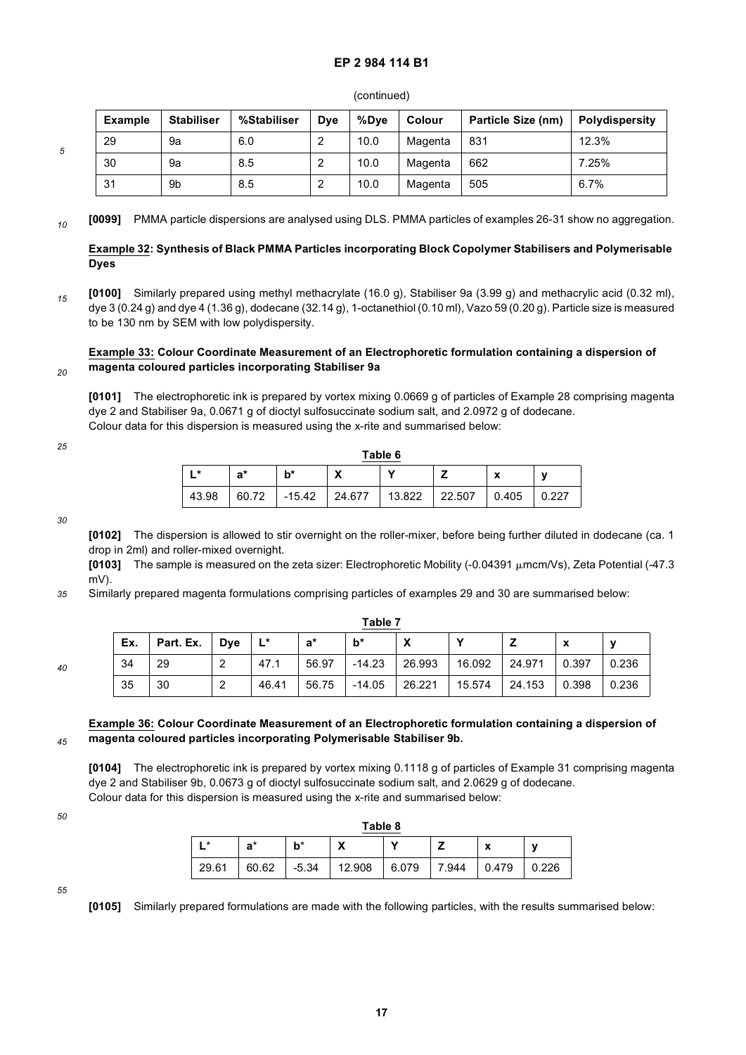(continued)

| Example | Stabiliser | %Stabiliser | Dye | %Dye | Colour | Particle Size (nm) | Polydispersity |
|---|---|---|---|---|---|---|---|
| 29 | 9a | 6.0 | 2 | 10.0 | Magenta | 831 | 12.3% |
| 30 | 9a | 8.5 | 2 | 10.0 | Magenta | 662 | 7.25% |
| 31 | 9b | 8.5 | 2 | 10.0 | Magenta | 505 | 6.7% |

**[0099]** PMMA particle dispersions are analysed using DLS. PMMA particles of examples 26-31 show no aggregation.

**Example 32: Synthesis of Black PMMA Particles incorporating Block Copolymer Stabilisers and Polymerisable Dyes**

**[0100]** Similarly prepared using methyl methacrylate (16.0 g), Stabiliser 9a (3.99 g) and methacrylic acid (0.32 ml), dye 3 (0.24 g) and dye 4 (1.36 g), dodecane (32.14 g), 1-octanethiol (0.10 ml), Vazo 59 (0.20 g). Particle size is measured to be 130 nm by SEM with low polydispersity.

**Example 33: Colour Coordinate Measurement of an Electrophoretic formulation containing a dispersion of magenta coloured particles incorporating Stabiliser 9a**

**[0101]** The electrophoretic ink is prepared by vortex mixing 0.0669 g of particles of Example 28 comprising magenta dye 2 and Stabiliser 9a, 0.0671 g of dioctyl sulfosuccinate sodium salt, and 2.0972 g of dodecane.
Colour data for this dispersion is measured using the x-rite and summarised below:

**Table 6**

| L* | a* | b* | X | Y | Z | x | y |
|---|---|---|---|---|---|---|---|
| 43.98 | 60.72 | -15.42 | 24.677 | 13.822 | 22.507 | 0.405 | 0.227 |

**[0102]** The dispersion is allowed to stir overnight on the roller-mixer, before being further diluted in dodecane (ca. 1 drop in 2ml) and roller-mixed overnight.

**[0103]** The sample is measured on the zeta sizer: Electrophoretic Mobility (-0.04391 μmcm/Vs), Zeta Potential (-47.3 mV).
Similarly prepared magenta formulations comprising particles of examples 29 and 30 are summarised below:

**Table 7**

| Ex. | Part. Ex. | Dye | L* | a* | b* | X | Y | Z | x | y |
|---|---|---|---|---|---|---|---|---|---|---|
| 34 | 29 | 2 | 47.1 | 56.97 | -14.23 | 26.993 | 16.092 | 24.971 | 0.397 | 0.236 |
| 35 | 30 | 2 | 46.41 | 56.75 | -14.05 | 26.221 | 15.574 | 24.153 | 0.398 | 0.236 |

**Example 36: Colour Coordinate Measurement of an Electrophoretic formulation containing a dispersion of magenta coloured particles incorporating Polymerisable Stabiliser 9b.**

**[0104]** The electrophoretic ink is prepared by vortex mixing 0.1118 g of particles of Example 31 comprising magenta dye 2 and Stabiliser 9b, 0.0673 g of dioctyl sulfosuccinate sodium salt, and 2.0629 g of dodecane.
Colour data for this dispersion is measured using the x-rite and summarised below:

**Table 8**

| L* | a* | b* | X | Y | Z | x | y |
|---|---|---|---|---|---|---|---|
| 29.61 | 60.62 | -5.34 | 12.908 | 6.079 | 7.944 | 0.479 | 0.226 |

**[0105]** Similarly prepared formulations are made with the following particles, with the results summarised below: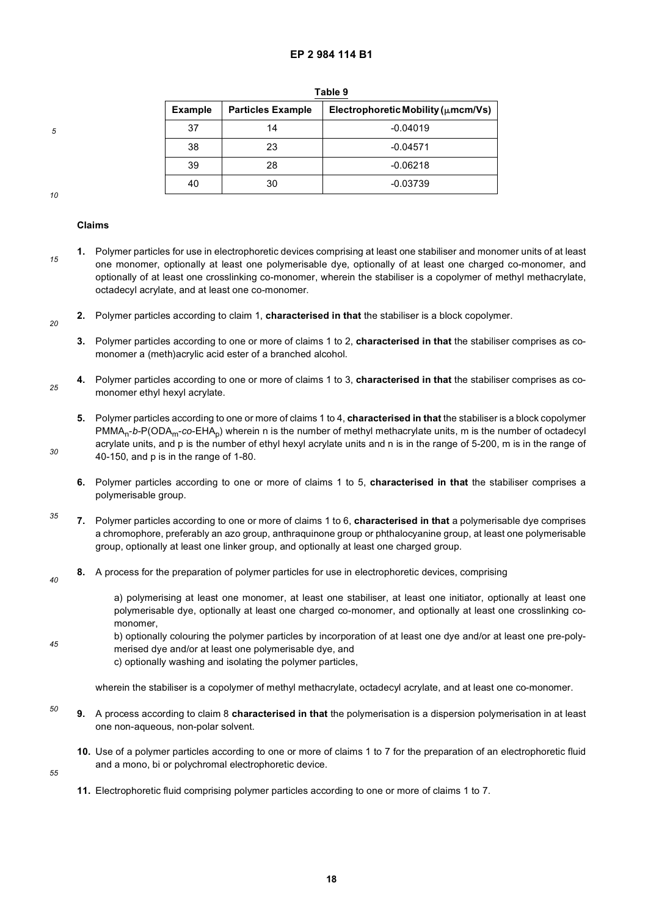**Table 9**

| Example | Particles Example | Electrophoretic Mobility (μmcm/Vs) |
|---|---|---|
| 37 | 14 | -0.04019 |
| 38 | 23 | -0.04571 |
| 39 | 28 | -0.06218 |
| 40 | 30 | -0.03739 |

## Claims

1. Polymer particles for use in electrophoretic devices comprising at least one stabiliser and monomer units of at least one monomer, optionally at least one polymerisable dye, optionally of at least one charged co-monomer, and optionally of at least one crosslinking co-monomer, wherein the stabiliser is a copolymer of methyl methacrylate, octadecyl acrylate, and at least one co-monomer.

2. Polymer particles according to claim 1, **characterised in that** the stabiliser is a block copolymer.

3. Polymer particles according to one or more of claims 1 to 2, **characterised in that** the stabiliser comprises as co-monomer a (meth)acrylic acid ester of a branched alcohol.

4. Polymer particles according to one or more of claims 1 to 3, **characterised in that** the stabiliser comprises as co-monomer ethyl hexyl acrylate.

5. Polymer particles according to one or more of claims 1 to 4, **characterised in that** the stabiliser is a block copolymer $PMMA_n$-*b*-$P(ODA_m$-*co*-$EHA_p)$ wherein n is the number of methyl methacrylate units, m is the number of octadecyl acrylate units, and p is the number of ethyl hexyl acrylate units and n is in the range of 5-200, m is in the range of 40-150, and p is in the range of 1-80.

6. Polymer particles according to one or more of claims 1 to 5, **characterised in that** the stabiliser comprises a polymerisable group.

7. Polymer particles according to one or more of claims 1 to 6, **characterised in that** a polymerisable dye comprises a chromophore, preferably an azo group, anthraquinone group or phthalocyanine group, at least one polymerisable group, optionally at least one linker group, and optionally at least one charged group.

8. A process for the preparation of polymer particles for use in electrophoretic devices, comprising

   a) polymerising at least one monomer, at least one stabiliser, at least one initiator, optionally at least one polymerisable dye, optionally at least one charged co-monomer, and optionally at least one crosslinking co-monomer,

   b) optionally colouring the polymer particles by incorporation of at least one dye and/or at least one pre-polymerised dye and/or at least one polymerisable dye, and

   c) optionally washing and isolating the polymer particles,

   wherein the stabiliser is a copolymer of methyl methacrylate, octadecyl acrylate, and at least one co-monomer.

9. A process according to claim 8 **characterised in that** the polymerisation is a dispersion polymerisation in at least one non-aqueous, non-polar solvent.

10. Use of a polymer particles according to one or more of claims 1 to 7 for the preparation of an electrophoretic fluid and a mono, bi or polychromal electrophoretic device.

11. Electrophoretic fluid comprising polymer particles according to one or more of claims 1 to 7.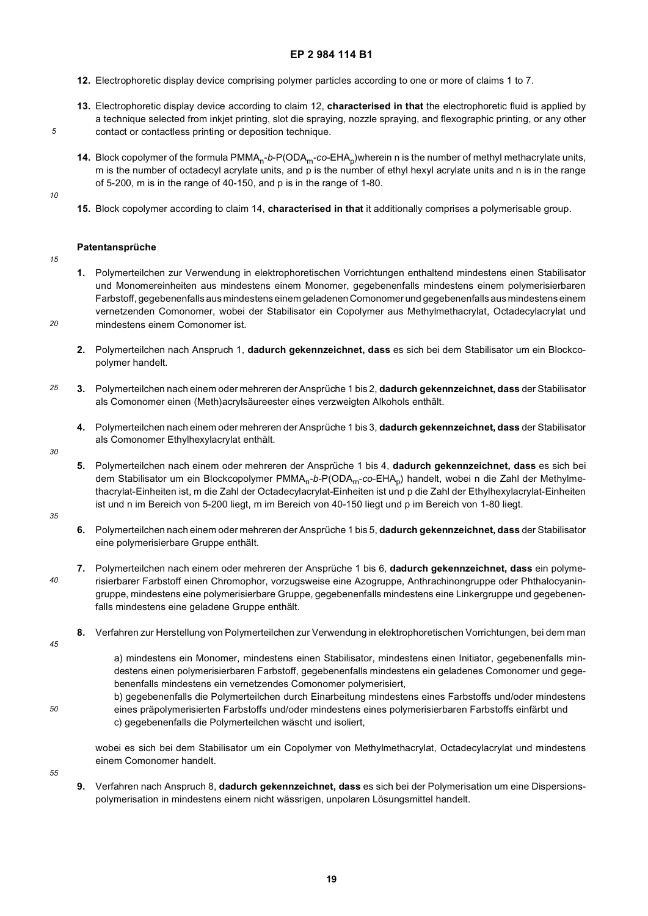12. Electrophoretic display device comprising polymer particles according to one or more of claims 1 to 7.

13. Electrophoretic display device according to claim 12, **characterised in that** the electrophoretic fluid is applied by a technique selected from inkjet printing, slot die spraying, nozzle spraying, and flexographic printing, or any other contact or contactless printing or deposition technique.

14. Block copolymer of the formula $PMMA_n$-*b*-$P(ODA_m$-*co*-$EHA_p)$wherein n is the number of methyl methacrylate units, m is the number of octadecyl acrylate units, and p is the number of ethyl hexyl acrylate units and n is in the range of 5-200, m is in the range of 40-150, and p is in the range of 1-80.

15. Block copolymer according to claim 14, **characterised in that** it additionally comprises a polymerisable group.

## Patentansprüche

1. Polymerteilchen zur Verwendung in elektrophoretischen Vorrichtungen enthaltend mindestens einen Stabilisator und Monomereinheiten aus mindestens einem Monomer, gegebenenfalls mindestens einem polymerisierbaren Farbstoff, gegebenenfalls aus mindestens einem geladenen Comonomer und gegebenenfalls aus mindestens einem vernetzenden Comonomer, wobei der Stabilisator ein Copolymer aus Methylmethacrylat, Octadecylacrylat und mindestens einem Comonomer ist.

2. Polymerteilchen nach Anspruch 1, **dadurch gekennzeichnet, dass** es sich bei dem Stabilisator um ein Blockcopolymer handelt.

3. Polymerteilchen nach einem oder mehreren der Ansprüche 1 bis 2, **dadurch gekennzeichnet, dass** der Stabilisator als Comonomer einen (Meth)acrylsäureester eines verzweigten Alkohols enthält.

4. Polymerteilchen nach einem oder mehreren der Ansprüche 1 bis 3, **dadurch gekennzeichnet, dass** der Stabilisator als Comonomer Ethylhexylacrylat enthält.

5. Polymerteilchen nach einem oder mehreren der Ansprüche 1 bis 4, **dadurch gekennzeichnet, dass** es sich bei dem Stabilisator um ein Blockcopolymer $PMMA_n$-*b*-$P(ODA_m$-*co*-$EHA_p)$ handelt, wobei n die Zahl der Methylmethacrylat-Einheiten ist, m die Zahl der Octadecylacrylat-Einheiten ist und p die Zahl der Ethylhexylacrylat-Einheiten ist und n im Bereich von 5-200 liegt, m im Bereich von 40-150 liegt und p im Bereich von 1-80 liegt.

6. Polymerteilchen nach einem oder mehreren der Ansprüche 1 bis 5, **dadurch gekennzeichnet, dass** der Stabilisator eine polymerisierbare Gruppe enthält.

7. Polymerteilchen nach einem oder mehreren der Ansprüche 1 bis 6, **dadurch gekennzeichnet, dass** ein polymerisierbarer Farbstoff einen Chromophor, vorzugsweise eine Azogruppe, Anthrachinongruppe oder Phthalocyaningruppe, mindestens eine polymerisierbare Gruppe, gegebenenfalls mindestens eine Linkergruppe und gegebenenfalls mindestens eine geladene Gruppe enthält.

8. Verfahren zur Herstellung von Polymerteilchen zur Verwendung in elektrophoretischen Vorrichtungen, bei dem man

   a) mindestens ein Monomer, mindestens einen Stabilisator, mindestens einen Initiator, gegebenenfalls mindestens einen polymerisierbaren Farbstoff, gegebenenfalls mindestens ein geladenes Comonomer und gegebenenfalls mindestens ein vernetzendes Comonomer polymerisiert,
   b) gegebenenfalls die Polymerteilchen durch Einarbeitung mindestens eines Farbstoffs und/oder mindestens eines präpolymerisierten Farbstoffs und/oder mindestens eines polymerisierbaren Farbstoffs einfärbt und
   c) gegebenenfalls die Polymerteilchen wäscht und isoliert,

   wobei es sich bei dem Stabilisator um ein Copolymer von Methylmethacrylat, Octadecylacrylat und mindestens einem Comonomer handelt.

9. Verfahren nach Anspruch 8, **dadurch gekennzeichnet, dass** es sich bei der Polymerisation um eine Dispersionspolymerisation in mindestens einem nicht wässrigen, unpolaren Lösungsmittel handelt.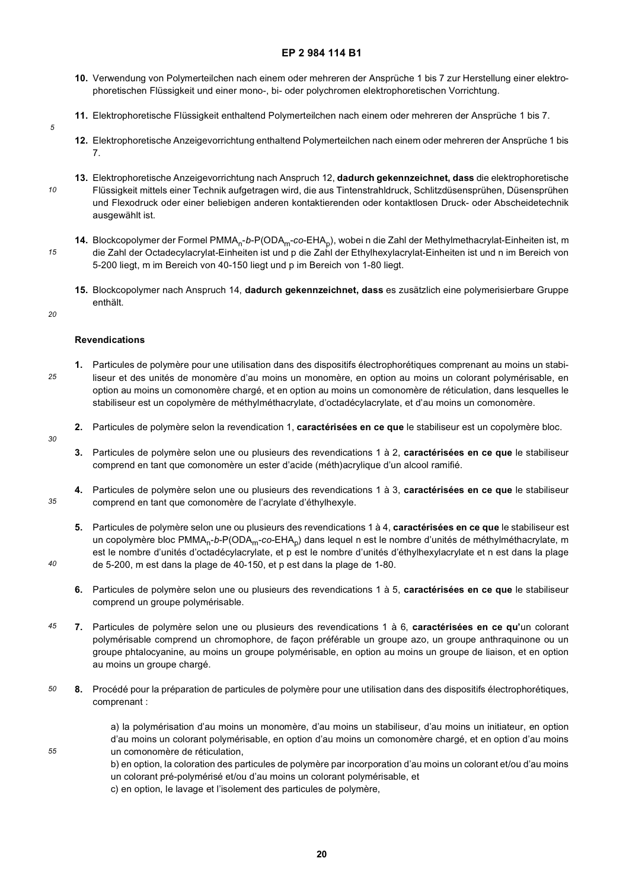10. Verwendung von Polymerteilchen nach einem oder mehreren der Ansprüche 1 bis 7 zur Herstellung einer elektrophoretischen Flüssigkeit und einer mono-, bi- oder polychromen elektrophoretischen Vorrichtung.

11. Elektrophoretische Flüssigkeit enthaltend Polymerteilchen nach einem oder mehreren der Ansprüche 1 bis 7.

12. Elektrophoretische Anzeigevorrichtung enthaltend Polymerteilchen nach einem oder mehreren der Ansprüche 1 bis 7.

13. Elektrophoretische Anzeigevorrichtung nach Anspruch 12, **dadurch gekennzeichnet, dass** die elektrophoretische Flüssigkeit mittels einer Technik aufgetragen wird, die aus Tintenstrahldruck, Schlitzdüsensprühen, Düsensprühen und Flexodruck oder einer beliebigen anderen kontaktierenden oder kontaktlosen Druck- oder Abscheidetechnik ausgewählt ist.

14. Blockcopolymer der Formel $PMMA_n$-*b*-P($ODA_m$-*co*-$EHA_p$), wobei n die Zahl der Methylmethacrylat-Einheiten ist, m die Zahl der Octadecylacrylat-Einheiten ist und p die Zahl der Ethylhexylacrylat-Einheiten ist und n im Bereich von 5-200 liegt, m im Bereich von 40-150 liegt und p im Bereich von 1-80 liegt.

15. Blockcopolymer nach Anspruch 14, **dadurch gekennzeichnet, dass** es zusätzlich eine polymerisierbare Gruppe enthält.

## Revendications

1. Particules de polymère pour une utilisation dans des dispositifs électrophorétiques comprenant au moins un stabiliseur et des unités de monomère d'au moins un monomère, en option au moins un colorant polymérisable, en option au moins un comonomère chargé, et en option au moins un comonomère de réticulation, dans lesquelles le stabiliseur est un copolymère de méthylméthacrylate, d'octadécylacrylate, et d'au moins un comonomère.

2. Particules de polymère selon la revendication 1, **caractérisées en ce que** le stabiliseur est un copolymère bloc.

3. Particules de polymère selon une ou plusieurs des revendications 1 à 2, **caractérisées en ce que** le stabiliseur comprend en tant que comonomère un ester d'acide (méth)acrylique d'un alcool ramifié.

4. Particules de polymère selon une ou plusieurs des revendications 1 à 3, **caractérisées en ce que** le stabiliseur comprend en tant que comonomère de l'acrylate d'éthylhexyle.

5. Particules de polymère selon une ou plusieurs des revendications 1 à 4, **caractérisées en ce que** le stabiliseur est un copolymère bloc $PMMA_n$-*b*-P($ODA_m$-*co*-$EHA_p$) dans lequel n est le nombre d'unités de méthylméthacrylate, m est le nombre d'unités d'octadécylacrylate, et p est le nombre d'unités d'éthylhexylacrylate et n est dans la plage de 5-200, m est dans la plage de 40-150, et p est dans la plage de 1-80.

6. Particules de polymère selon une ou plusieurs des revendications 1 à 5, **caractérisées en ce que** le stabiliseur comprend un groupe polymérisable.

7. Particules de polymère selon une ou plusieurs des revendications 1 à 6, **caractérisées en ce qu'**un colorant polymérisable comprend un chromophore, de façon préférable un groupe azo, un groupe anthraquinone ou un groupe phtalocyanine, au moins un groupe polymérisable, en option au moins un groupe de liaison, et en option au moins un groupe chargé.

8. Procédé pour la préparation de particules de polymère pour une utilisation dans des dispositifs électrophorétiques, comprenant :

   a) la polymérisation d'au moins un monomère, d'au moins un stabiliseur, d'au moins un initiateur, en option d'au moins un colorant polymérisable, en option d'au moins un comonomère chargé, et en option d'au moins un comonomère de réticulation,
   b) en option, la coloration des particules de polymère par incorporation d'au moins un colorant et/ou d'au moins un colorant pré-polymérisé et/ou d'au moins un colorant polymérisable, et
   c) en option, le lavage et l'isolement des particules de polymère,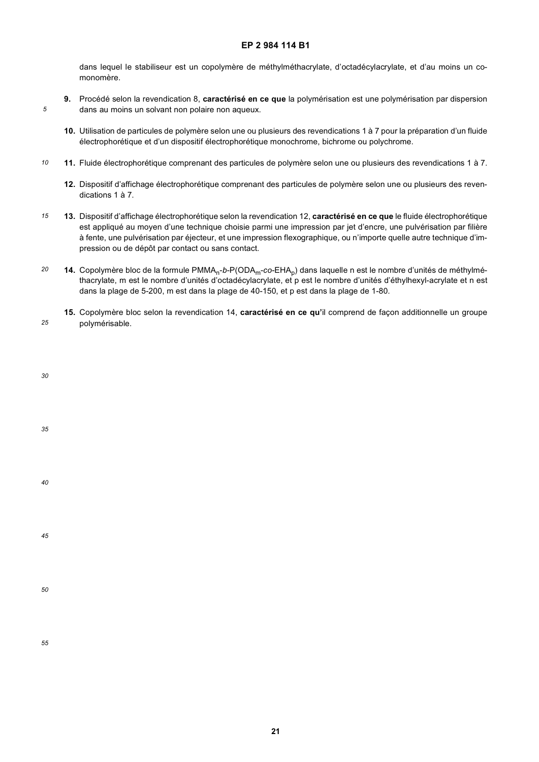dans lequel le stabiliseur est un copolymère de méthylméthacrylate, d'octadécylacrylate, et d'au moins un comonomère.

**9.** Procédé selon la revendication 8, **caractérisé en ce que** la polymérisation est une polymérisation par dispersion dans au moins un solvant non polaire non aqueux.

**10.** Utilisation de particules de polymère selon une ou plusieurs des revendications 1 à 7 pour la préparation d'un fluide électrophorétique et d'un dispositif électrophorétique monochrome, bichrome ou polychrome.

**11.** Fluide électrophorétique comprenant des particules de polymère selon une ou plusieurs des revendications 1 à 7.

**12.** Dispositif d'affichage électrophorétique comprenant des particules de polymère selon une ou plusieurs des revendications 1 à 7.

**13.** Dispositif d'affichage électrophorétique selon la revendication 12, **caractérisé en ce que** le fluide électrophorétique est appliqué au moyen d'une technique choisie parmi une impression par jet d'encre, une pulvérisation par filière à fente, une pulvérisation par éjecteur, et une impression flexographique, ou n'importe quelle autre technique d'impression ou de dépôt par contact ou sans contact.

**14.** Copolymère bloc de la formule $PMMA_n$-*b*-$P(ODA_m$-*co*-$EHA_p)$ dans laquelle n est le nombre d'unités de méthylméthacrylate, m est le nombre d'unités d'octadécylacrylate, et p est le nombre d'unités d'éthylhexyl-acrylate et n est dans la plage de 5-200, m est dans la plage de 40-150, et p est dans la plage de 1-80.

**15.** Copolymère bloc selon la revendication 14, **caractérisé en ce qu'**il comprend de façon additionnelle un groupe polymérisable.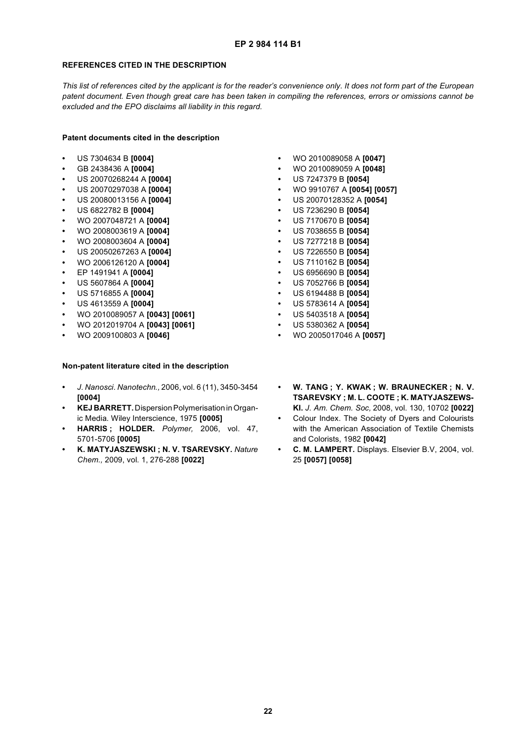## REFERENCES CITED IN THE DESCRIPTION

*This list of references cited by the applicant is for the reader's convenience only. It does not form part of the European patent document. Even though great care has been taken in compiling the references, errors or omissions cannot be excluded and the EPO disclaims all liability in this regard.*

### Patent documents cited in the description

- US 7304634 B **[0004]**
- GB 2438436 A **[0004]**
- US 20070268244 A **[0004]**
- US 20070297038 A **[0004]**
- US 20080013156 A **[0004]**
- US 6822782 B **[0004]**
- WO 2007048721 A **[0004]**
- WO 2008003619 A **[0004]**
- WO 2008003604 A **[0004]**
- US 20050267263 A **[0004]**
- WO 2006126120 A **[0004]**
- EP 1491941 A **[0004]**
- US 5607864 A **[0004]**
- US 5716855 A **[0004]**
- US 4613559 A **[0004]**
- WO 2010089057 A **[0043] [0061]**
- WO 2012019704 A **[0043] [0061]**
- WO 2009100803 A **[0046]**
- WO 2010089058 A **[0047]**
- WO 2010089059 A **[0048]**
- US 7247379 B **[0054]**
- WO 9910767 A **[0054] [0057]**
- US 20070128352 A **[0054]**
- US 7236290 B **[0054]**
- US 7170670 B **[0054]**
- US 7038655 B **[0054]**
- US 7277218 B **[0054]**
- US 7226550 B **[0054]**
- US 7110162 B **[0054]**
- US 6956690 B **[0054]**
- US 7052766 B **[0054]**
- US 6194488 B **[0054]**
- US 5783614 A **[0054]**
- US 5403518 A **[0054]**
- US 5380362 A **[0054]**
- WO 2005017046 A **[0057]**

### Non-patent literature cited in the description

- *J. Nanosci. Nanotechn.,* 2006, vol. 6 (11), 3450-3454 **[0004]**
- **KEJ BARRETT.** Dispersion Polymerisation in Organic Media. Wiley Interscience, 1975 **[0005]**
- **HARRIS ; HOLDER.** *Polymer,* 2006, vol. 47, 5701-5706 **[0005]**
- **K. MATYJASZEWSKI ; N. V. TSAREVSKY.** *Nature Chem.,* 2009, vol. 1, 276-288 **[0022]**
- **W. TANG ; Y. KWAK ; W. BRAUNECKER ; N. V. TSAREVSKY ; M. L. COOTE ; K. MATYJASZEWSKI.** *J. Am. Chem. Soc,* 2008, vol. 130, 10702 **[0022]**
- Colour Index. The Society of Dyers and Colourists with the American Association of Textile Chemists and Colorists, 1982 **[0042]**
- **C. M. LAMPERT.** Displays. Elsevier B.V, 2004, vol. 25 **[0057] [0058]**